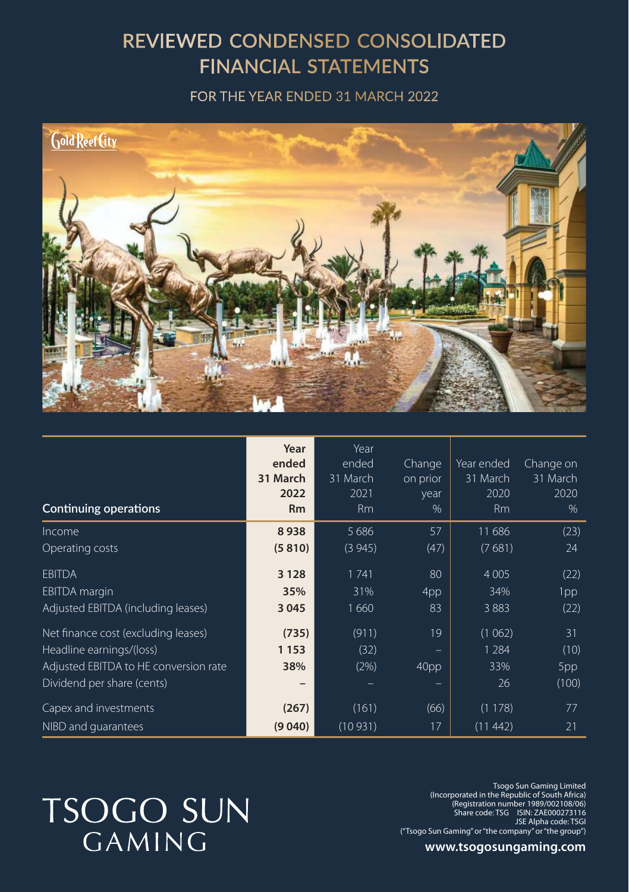# REVIEWED CONDENSED CONSOLIDATED FINANCIAL STATEMENTS

## FOR THE YEAR ENDED 31 MARCH 2022

| Continuing operations | **Year ended 31 March 2022 Rm** | Year ended 31 March 2021 Rm | Change on prior year % | Year ended 31 March 2020 Rm | Change on 31 March 2020 % |
|---|---|---|---|---|---|
| Income | **8 938** | 5 686 | 57 | 11 686 | (23) |
| Operating costs | **(5 810)** | (3 945) | (47) | (7 681) | 24 |
| EBITDA | **3 128** | 1 741 | 80 | 4 005 | (22) |
| EBITDA margin | **35%** | 31% | 4pp | 34% | 1pp |
| Adjusted EBITDA (including leases) | **3 045** | 1 660 | 83 | 3 883 | (22) |
| Net finance cost (excluding leases) | **(735)** | (911) | 19 | (1 062) | 31 |
| Headline earnings/(loss) | **1 153** | (32) | – | 1 284 | (10) |
| Adjusted EBITDA to HE conversion rate | **38%** | (2%) | 40pp | 33% | 5pp |
| Dividend per share (cents) | **–** | – | – | 26 | (100) |
| Capex and investments | **(267)** | (161) | (66) | (1 178) | 77 |
| NIBD and guarantees | **(9 040)** | (10 931) | 17 | (11 442) | 21 |

TSOGO SUN GAMING

Tsogo Sun Gaming Limited
(Incorporated in the Republic of South Africa)
(Registration number 1989/002108/06)
Share code: TSG ISIN: ZAE000273116
JSE Alpha code: TSGI
("Tsogo Sun Gaming" or "the company" or "the group")

**www.tsogosungaming.com**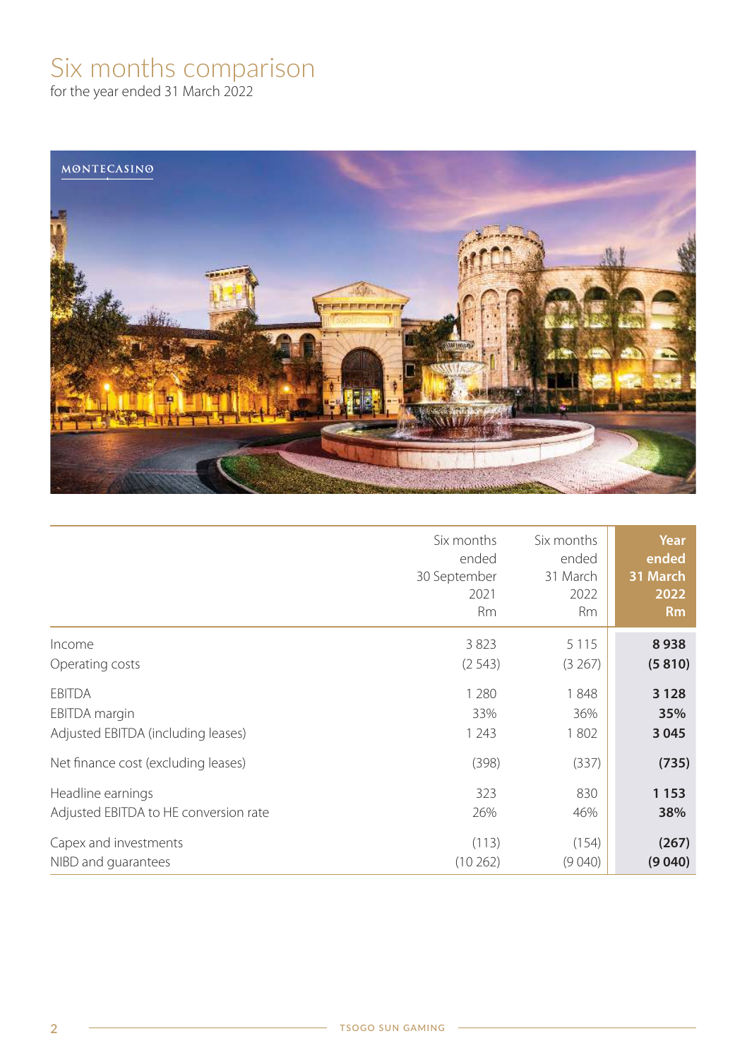# Six months comparison

for the year ended 31 March 2022

| | Six months ended 30 September 2021 Rm | Six months ended 31 March 2022 Rm | **Year ended 31 March 2022 Rm** |
|---|---|---|---|
| Income | 3 823 | 5 115 | **8 938** |
| Operating costs | (2 543) | (3 267) | **(5 810)** |
| EBITDA | 1 280 | 1 848 | **3 128** |
| EBITDA margin | 33% | 36% | **35%** |
| Adjusted EBITDA (including leases) | 1 243 | 1 802 | **3 045** |
| Net finance cost (excluding leases) | (398) | (337) | **(735)** |
| Headline earnings | 323 | 830 | **1 153** |
| Adjusted EBITDA to HE conversion rate | 26% | 46% | **38%** |
| Capex and investments | (113) | (154) | **(267)** |
| NIBD and guarantees | (10 262) | (9 040) | **(9 040)** |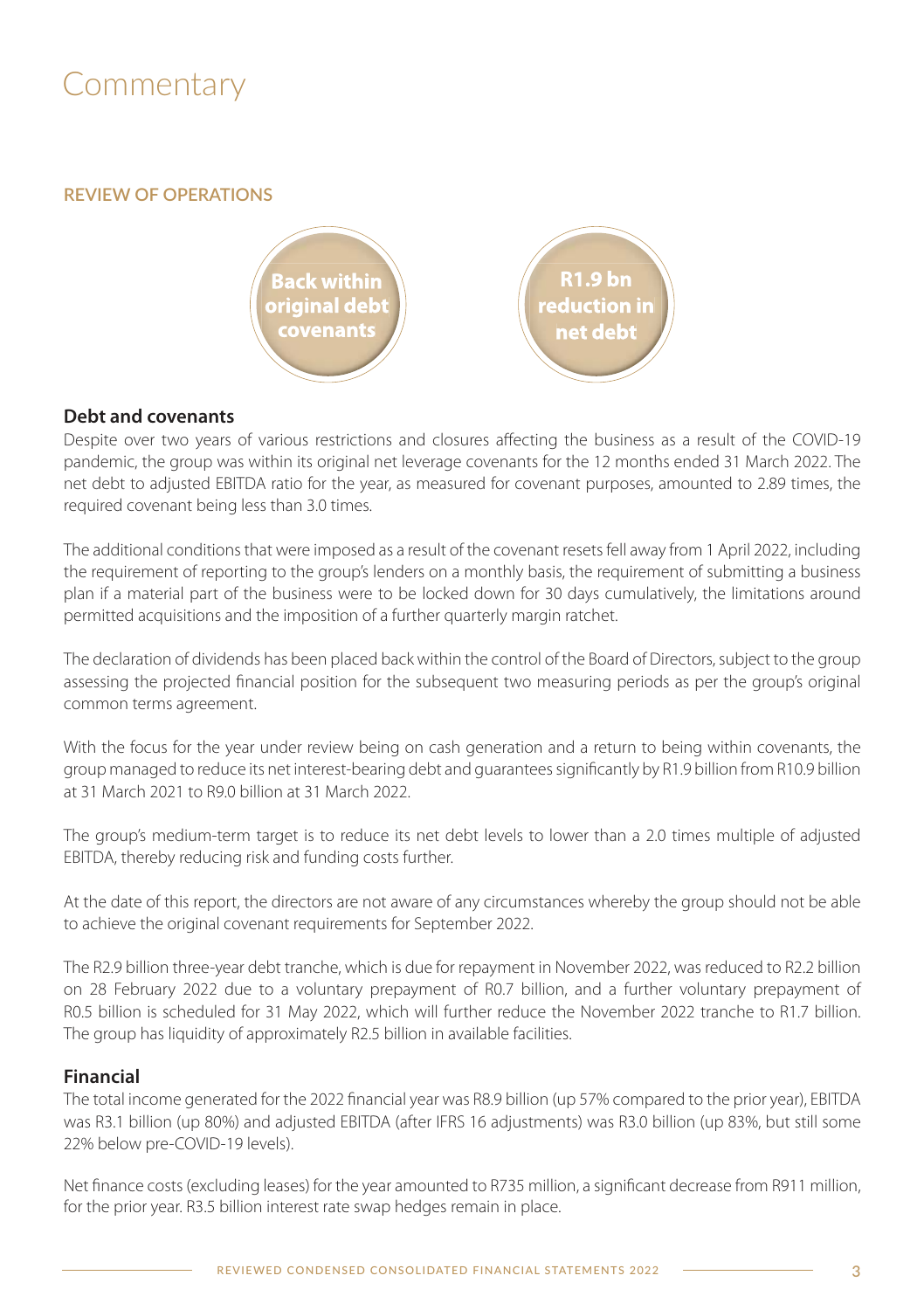# Commentary

## REVIEW OF OPERATIONS

**Back within original debt covenants**

**R1.9 bn reduction in net debt**

### Debt and covenants

Despite over two years of various restrictions and closures affecting the business as a result of the COVID-19 pandemic, the group was within its original net leverage covenants for the 12 months ended 31 March 2022. The net debt to adjusted EBITDA ratio for the year, as measured for covenant purposes, amounted to 2.89 times, the required covenant being less than 3.0 times.

The additional conditions that were imposed as a result of the covenant resets fell away from 1 April 2022, including the requirement of reporting to the group's lenders on a monthly basis, the requirement of submitting a business plan if a material part of the business were to be locked down for 30 days cumulatively, the limitations around permitted acquisitions and the imposition of a further quarterly margin ratchet.

The declaration of dividends has been placed back within the control of the Board of Directors, subject to the group assessing the projected financial position for the subsequent two measuring periods as per the group's original common terms agreement.

With the focus for the year under review being on cash generation and a return to being within covenants, the group managed to reduce its net interest-bearing debt and guarantees significantly by R1.9 billion from R10.9 billion at 31 March 2021 to R9.0 billion at 31 March 2022.

The group's medium-term target is to reduce its net debt levels to lower than a 2.0 times multiple of adjusted EBITDA, thereby reducing risk and funding costs further.

At the date of this report, the directors are not aware of any circumstances whereby the group should not be able to achieve the original covenant requirements for September 2022.

The R2.9 billion three-year debt tranche, which is due for repayment in November 2022, was reduced to R2.2 billion on 28 February 2022 due to a voluntary prepayment of R0.7 billion, and a further voluntary prepayment of R0.5 billion is scheduled for 31 May 2022, which will further reduce the November 2022 tranche to R1.7 billion. The group has liquidity of approximately R2.5 billion in available facilities.

### Financial

The total income generated for the 2022 financial year was R8.9 billion (up 57% compared to the prior year), EBITDA was R3.1 billion (up 80%) and adjusted EBITDA (after IFRS 16 adjustments) was R3.0 billion (up 83%, but still some 22% below pre-COVID-19 levels).

Net finance costs (excluding leases) for the year amounted to R735 million, a significant decrease from R911 million, for the prior year. R3.5 billion interest rate swap hedges remain in place.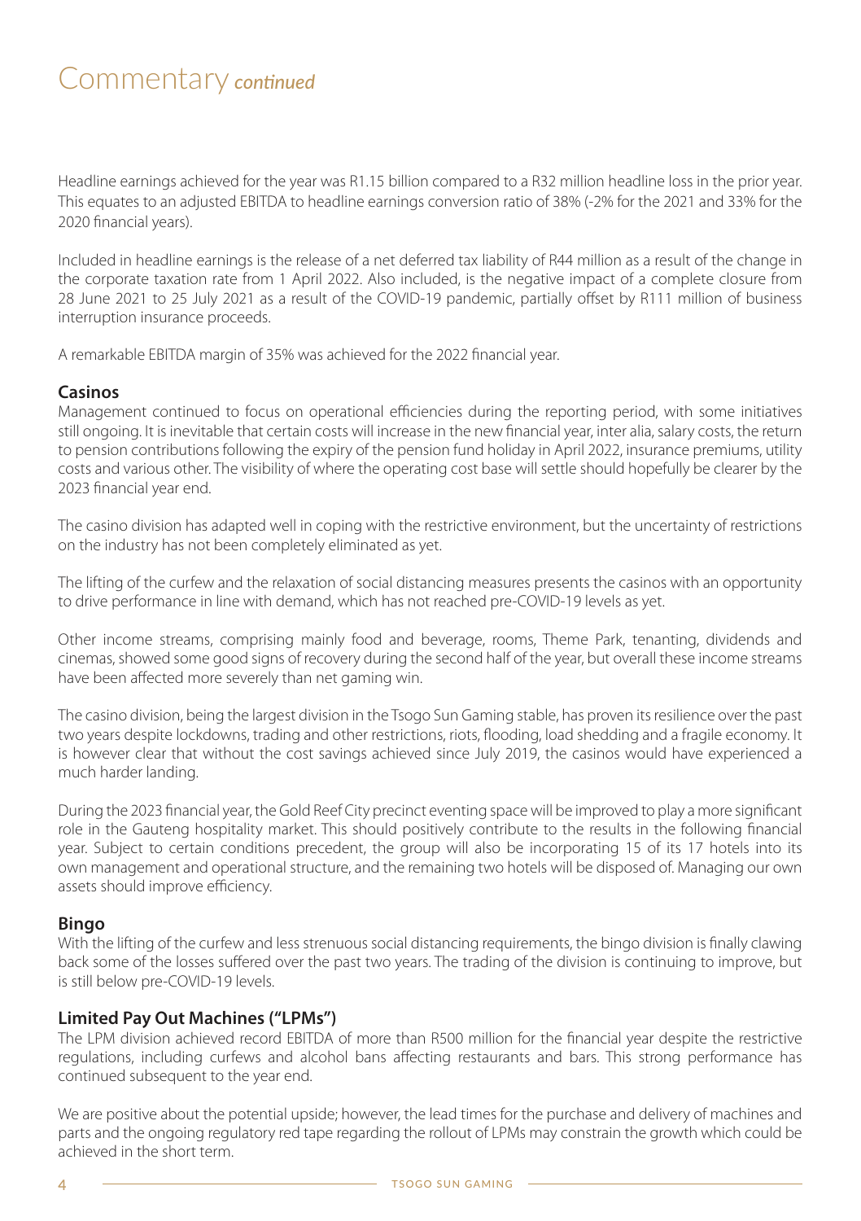# Commentary *continued*

Headline earnings achieved for the year was R1.15 billion compared to a R32 million headline loss in the prior year. This equates to an adjusted EBITDA to headline earnings conversion ratio of 38% (-2% for the 2021 and 33% for the 2020 financial years).

Included in headline earnings is the release of a net deferred tax liability of R44 million as a result of the change in the corporate taxation rate from 1 April 2022. Also included, is the negative impact of a complete closure from 28 June 2021 to 25 July 2021 as a result of the COVID-19 pandemic, partially offset by R111 million of business interruption insurance proceeds.

A remarkable EBITDA margin of 35% was achieved for the 2022 financial year.

## Casinos

Management continued to focus on operational efficiencies during the reporting period, with some initiatives still ongoing. It is inevitable that certain costs will increase in the new financial year, inter alia, salary costs, the return to pension contributions following the expiry of the pension fund holiday in April 2022, insurance premiums, utility costs and various other. The visibility of where the operating cost base will settle should hopefully be clearer by the 2023 financial year end.

The casino division has adapted well in coping with the restrictive environment, but the uncertainty of restrictions on the industry has not been completely eliminated as yet.

The lifting of the curfew and the relaxation of social distancing measures presents the casinos with an opportunity to drive performance in line with demand, which has not reached pre-COVID-19 levels as yet.

Other income streams, comprising mainly food and beverage, rooms, Theme Park, tenanting, dividends and cinemas, showed some good signs of recovery during the second half of the year, but overall these income streams have been affected more severely than net gaming win.

The casino division, being the largest division in the Tsogo Sun Gaming stable, has proven its resilience over the past two years despite lockdowns, trading and other restrictions, riots, flooding, load shedding and a fragile economy. It is however clear that without the cost savings achieved since July 2019, the casinos would have experienced a much harder landing.

During the 2023 financial year, the Gold Reef City precinct eventing space will be improved to play a more significant role in the Gauteng hospitality market. This should positively contribute to the results in the following financial year. Subject to certain conditions precedent, the group will also be incorporating 15 of its 17 hotels into its own management and operational structure, and the remaining two hotels will be disposed of. Managing our own assets should improve efficiency.

## Bingo

With the lifting of the curfew and less strenuous social distancing requirements, the bingo division is finally clawing back some of the losses suffered over the past two years. The trading of the division is continuing to improve, but is still below pre-COVID-19 levels.

## Limited Pay Out Machines ("LPMs")

The LPM division achieved record EBITDA of more than R500 million for the financial year despite the restrictive regulations, including curfews and alcohol bans affecting restaurants and bars. This strong performance has continued subsequent to the year end.

We are positive about the potential upside; however, the lead times for the purchase and delivery of machines and parts and the ongoing regulatory red tape regarding the rollout of LPMs may constrain the growth which could be achieved in the short term.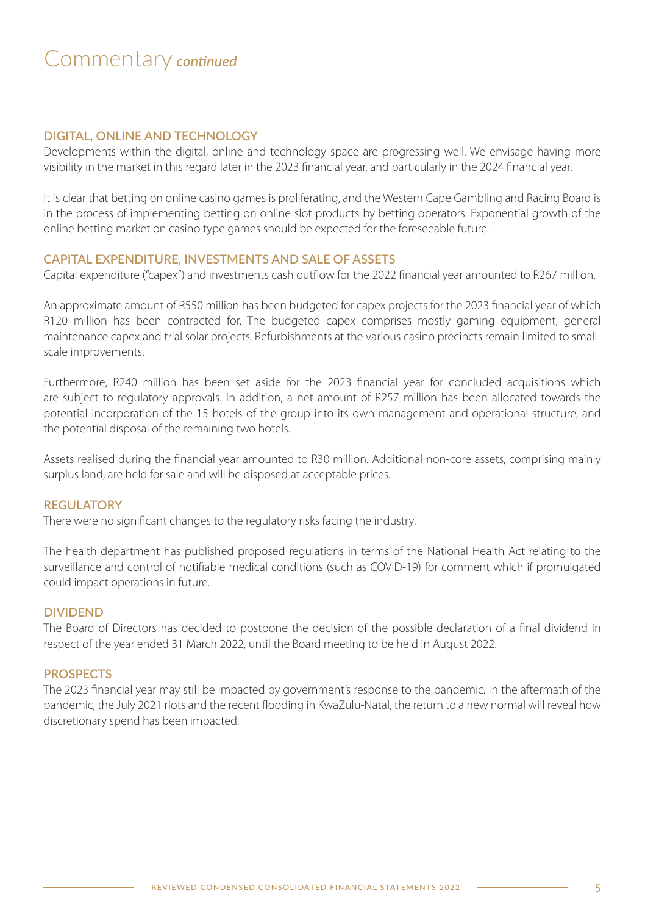# Commentary *continued*

## DIGITAL, ONLINE AND TECHNOLOGY

Developments within the digital, online and technology space are progressing well. We envisage having more visibility in the market in this regard later in the 2023 financial year, and particularly in the 2024 financial year.

It is clear that betting on online casino games is proliferating, and the Western Cape Gambling and Racing Board is in the process of implementing betting on online slot products by betting operators. Exponential growth of the online betting market on casino type games should be expected for the foreseeable future.

## CAPITAL EXPENDITURE, INVESTMENTS AND SALE OF ASSETS

Capital expenditure ("capex") and investments cash outflow for the 2022 financial year amounted to R267 million.

An approximate amount of R550 million has been budgeted for capex projects for the 2023 financial year of which R120 million has been contracted for. The budgeted capex comprises mostly gaming equipment, general maintenance capex and trial solar projects. Refurbishments at the various casino precincts remain limited to small-scale improvements.

Furthermore, R240 million has been set aside for the 2023 financial year for concluded acquisitions which are subject to regulatory approvals. In addition, a net amount of R257 million has been allocated towards the potential incorporation of the 15 hotels of the group into its own management and operational structure, and the potential disposal of the remaining two hotels.

Assets realised during the financial year amounted to R30 million. Additional non-core assets, comprising mainly surplus land, are held for sale and will be disposed at acceptable prices.

## REGULATORY

There were no significant changes to the regulatory risks facing the industry.

The health department has published proposed regulations in terms of the National Health Act relating to the surveillance and control of notifiable medical conditions (such as COVID-19) for comment which if promulgated could impact operations in future.

## DIVIDEND

The Board of Directors has decided to postpone the decision of the possible declaration of a final dividend in respect of the year ended 31 March 2022, until the Board meeting to be held in August 2022.

## PROSPECTS

The 2023 financial year may still be impacted by government's response to the pandemic. In the aftermath of the pandemic, the July 2021 riots and the recent flooding in KwaZulu-Natal, the return to a new normal will reveal how discretionary spend has been impacted.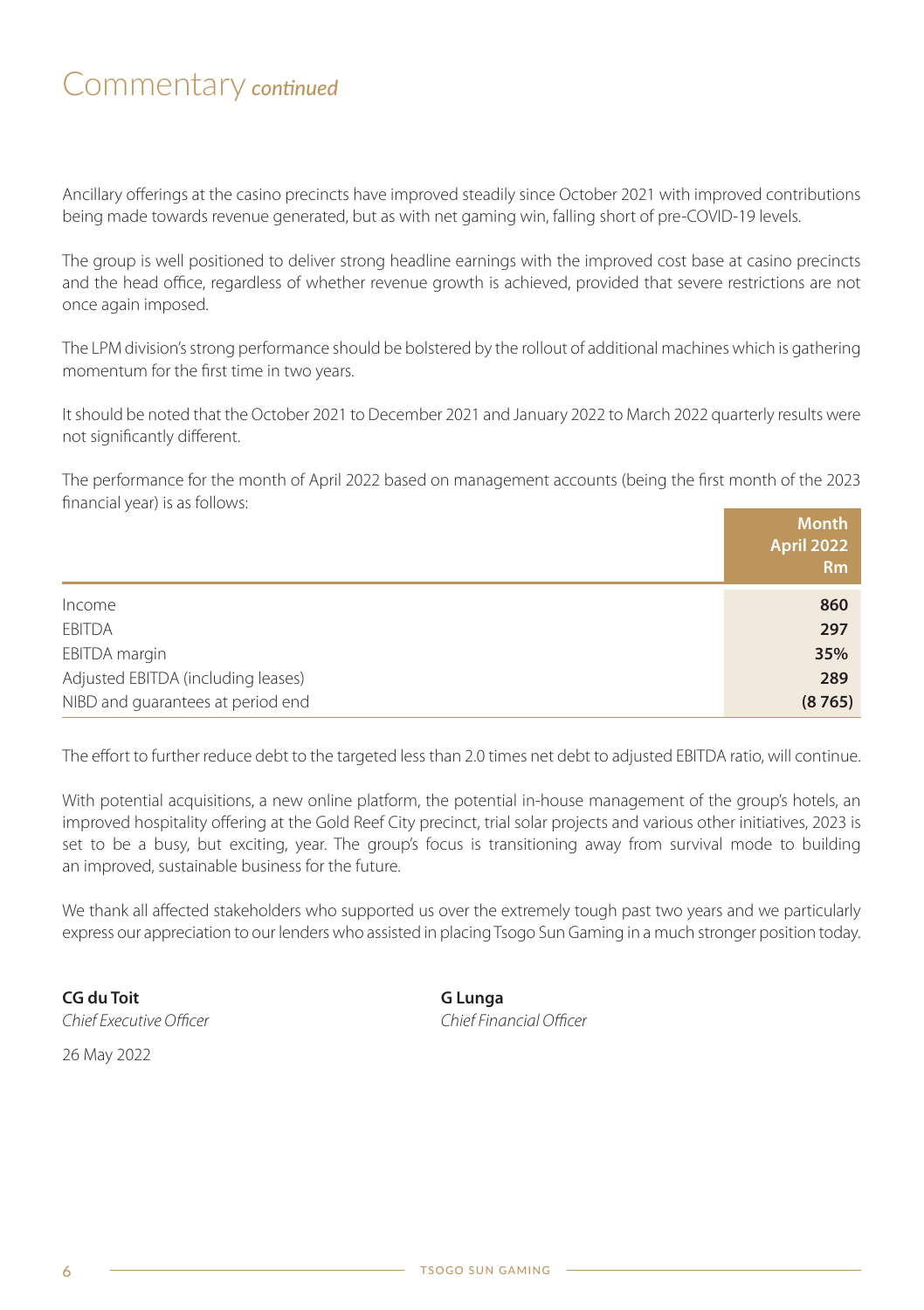# Commentary *continued*

Ancillary offerings at the casino precincts have improved steadily since October 2021 with improved contributions being made towards revenue generated, but as with net gaming win, falling short of pre-COVID-19 levels.

The group is well positioned to deliver strong headline earnings with the improved cost base at casino precincts and the head office, regardless of whether revenue growth is achieved, provided that severe restrictions are not once again imposed.

The LPM division's strong performance should be bolstered by the rollout of additional machines which is gathering momentum for the first time in two years.

It should be noted that the October 2021 to December 2021 and January 2022 to March 2022 quarterly results were not significantly different.

The performance for the month of April 2022 based on management accounts (being the first month of the 2023 financial year) is as follows:

| | Month April 2022 Rm |
|---|---|
| Income | **860** |
| EBITDA | **297** |
| EBITDA margin | **35%** |
| Adjusted EBITDA (including leases) | **289** |
| NIBD and guarantees at period end | **(8 765)** |

The effort to further reduce debt to the targeted less than 2.0 times net debt to adjusted EBITDA ratio, will continue.

With potential acquisitions, a new online platform, the potential in-house management of the group's hotels, an improved hospitality offering at the Gold Reef City precinct, trial solar projects and various other initiatives, 2023 is set to be a busy, but exciting, year. The group's focus is transitioning away from survival mode to building an improved, sustainable business for the future.

We thank all affected stakeholders who supported us over the extremely tough past two years and we particularly express our appreciation to our lenders who assisted in placing Tsogo Sun Gaming in a much stronger position today.

**CG du Toit**
*Chief Executive Officer*

**G Lunga**
*Chief Financial Officer*

26 May 2022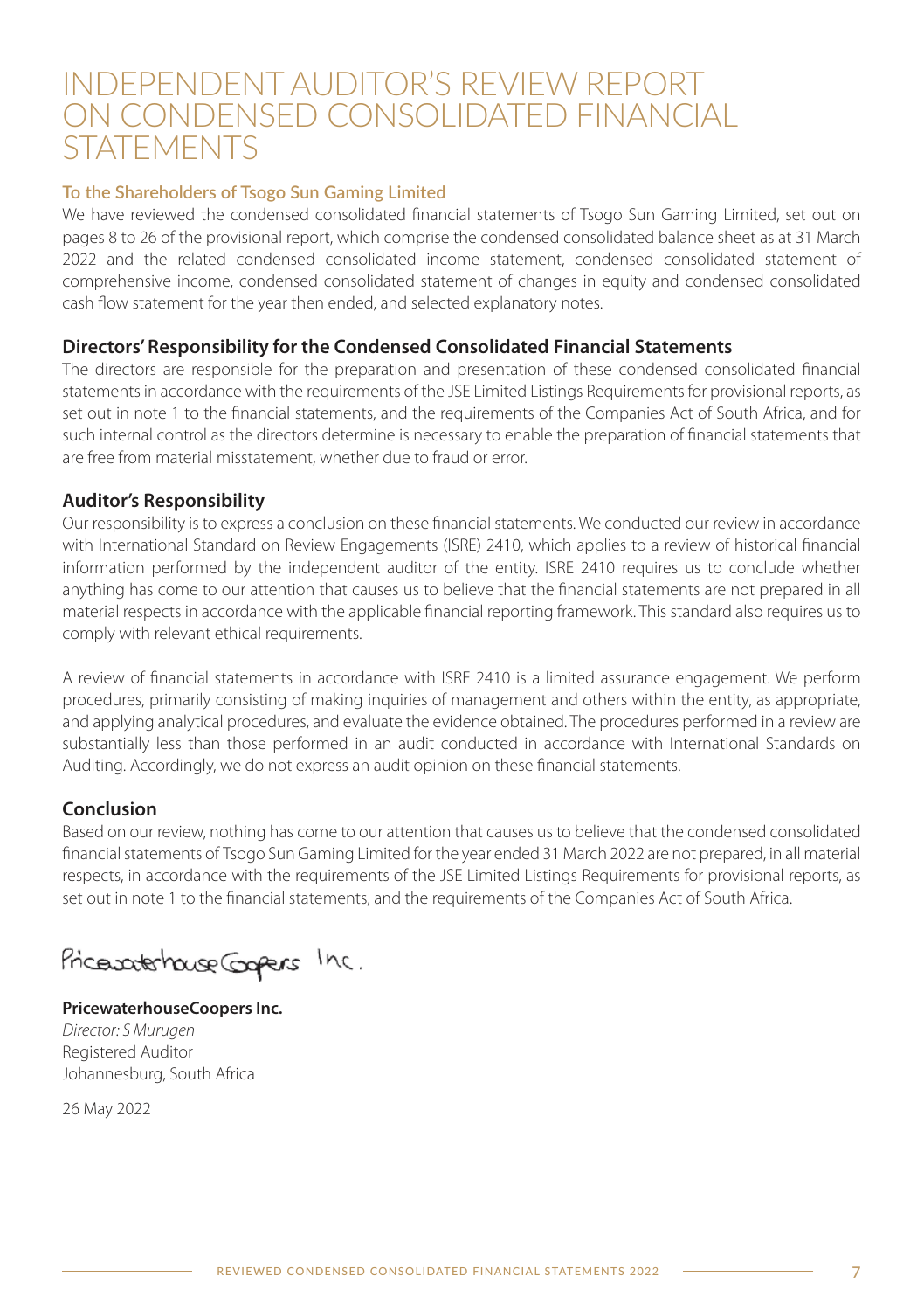# INDEPENDENT AUDITOR'S REVIEW REPORT ON CONDENSED CONSOLIDATED FINANCIAL STATEMENTS

### To the Shareholders of Tsogo Sun Gaming Limited

We have reviewed the condensed consolidated financial statements of Tsogo Sun Gaming Limited, set out on pages 8 to 26 of the provisional report, which comprise the condensed consolidated balance sheet as at 31 March 2022 and the related condensed consolidated income statement, condensed consolidated statement of comprehensive income, condensed consolidated statement of changes in equity and condensed consolidated cash flow statement for the year then ended, and selected explanatory notes.

### Directors' Responsibility for the Condensed Consolidated Financial Statements

The directors are responsible for the preparation and presentation of these condensed consolidated financial statements in accordance with the requirements of the JSE Limited Listings Requirements for provisional reports, as set out in note 1 to the financial statements, and the requirements of the Companies Act of South Africa, and for such internal control as the directors determine is necessary to enable the preparation of financial statements that are free from material misstatement, whether due to fraud or error.

### Auditor's Responsibility

Our responsibility is to express a conclusion on these financial statements. We conducted our review in accordance with International Standard on Review Engagements (ISRE) 2410, which applies to a review of historical financial information performed by the independent auditor of the entity. ISRE 2410 requires us to conclude whether anything has come to our attention that causes us to believe that the financial statements are not prepared in all material respects in accordance with the applicable financial reporting framework. This standard also requires us to comply with relevant ethical requirements.

A review of financial statements in accordance with ISRE 2410 is a limited assurance engagement. We perform procedures, primarily consisting of making inquiries of management and others within the entity, as appropriate, and applying analytical procedures, and evaluate the evidence obtained. The procedures performed in a review are substantially less than those performed in an audit conducted in accordance with International Standards on Auditing. Accordingly, we do not express an audit opinion on these financial statements.

### Conclusion

Based on our review, nothing has come to our attention that causes us to believe that the condensed consolidated financial statements of Tsogo Sun Gaming Limited for the year ended 31 March 2022 are not prepared, in all material respects, in accordance with the requirements of the JSE Limited Listings Requirements for provisional reports, as set out in note 1 to the financial statements, and the requirements of the Companies Act of South Africa.

PricewaterhouseCoopers Inc.

**PricewaterhouseCoopers Inc.**
*Director: S Murugen*
Registered Auditor
Johannesburg, South Africa

26 May 2022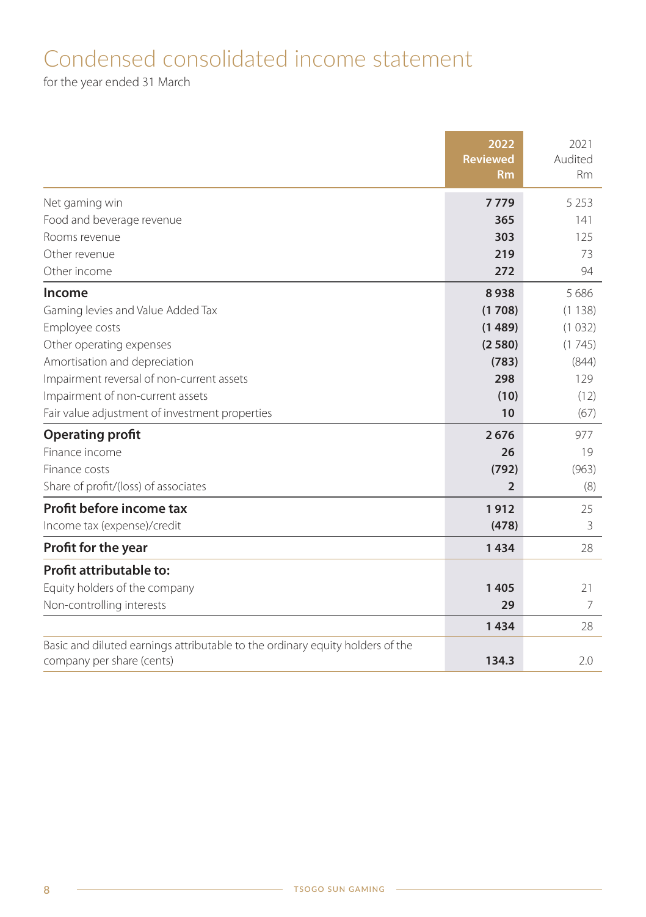# Condensed consolidated income statement

for the year ended 31 March

| | 2022 Reviewed Rm | 2021 Audited Rm |
|---|---|---|
| Net gaming win | **7 779** | 5 253 |
| Food and beverage revenue | **365** | 141 |
| Rooms revenue | **303** | 125 |
| Other revenue | **219** | 73 |
| Other income | **272** | 94 |
| **Income** | **8 938** | 5 686 |
| Gaming levies and Value Added Tax | **(1 708)** | (1 138) |
| Employee costs | **(1 489)** | (1 032) |
| Other operating expenses | **(2 580)** | (1 745) |
| Amortisation and depreciation | **(783)** | (844) |
| Impairment reversal of non-current assets | **298** | 129 |
| Impairment of non-current assets | **(10)** | (12) |
| Fair value adjustment of investment properties | **10** | (67) |
| **Operating profit** | **2 676** | 977 |
| Finance income | **26** | 19 |
| Finance costs | **(792)** | (963) |
| Share of profit/(loss) of associates | **2** | (8) |
| **Profit before income tax** | **1 912** | 25 |
| Income tax (expense)/credit | **(478)** | 3 |
| **Profit for the year** | **1 434** | 28 |
| **Profit attributable to:** | | |
| Equity holders of the company | **1 405** | 21 |
| Non-controlling interests | **29** | 7 |
| | **1 434** | 28 |
| Basic and diluted earnings attributable to the ordinary equity holders of the company per share (cents) | **134.3** | 2.0 |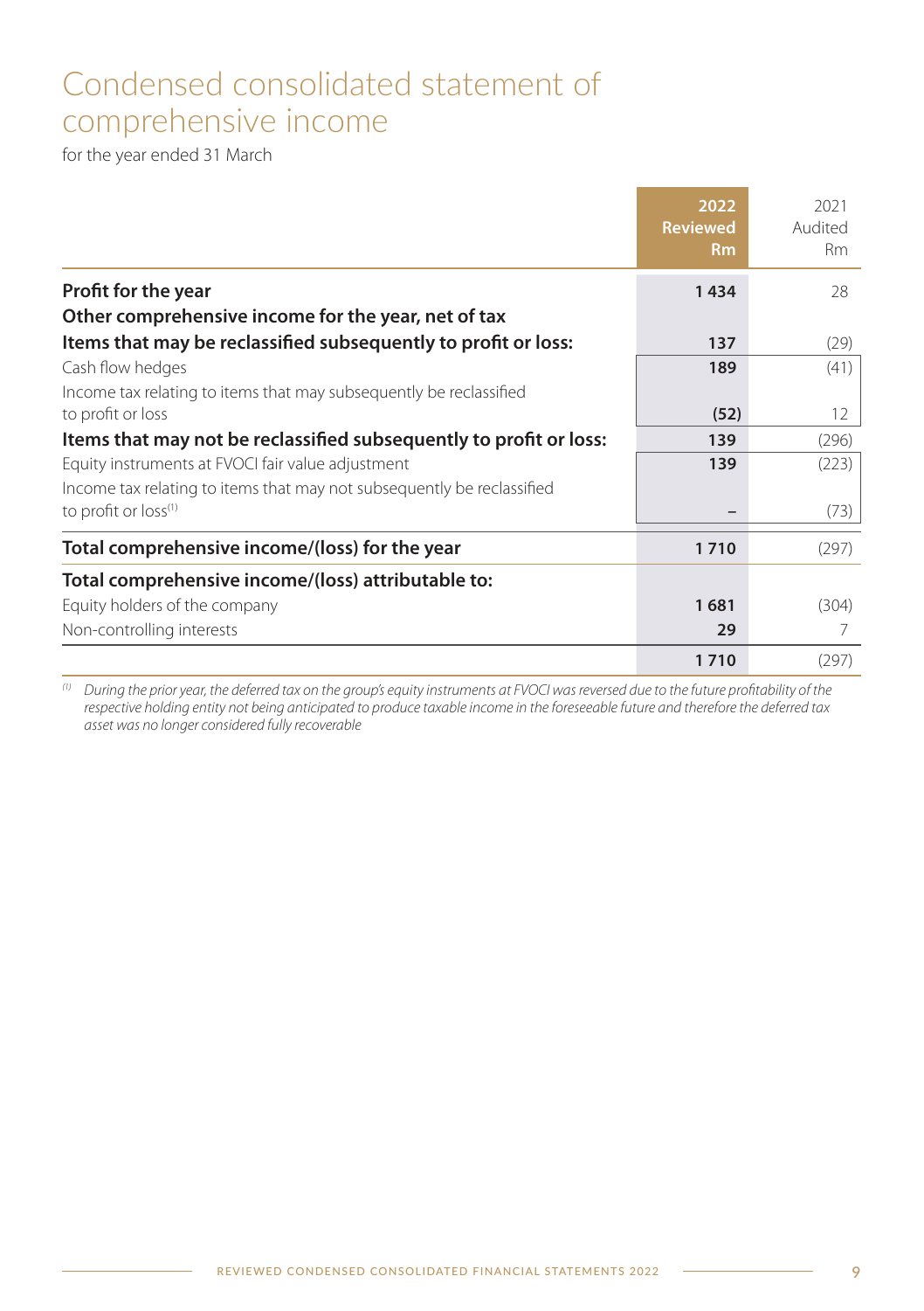# Condensed consolidated statement of comprehensive income

for the year ended 31 March

| | 2022 Reviewed Rm | 2021 Audited Rm |
|---|---|---|
| **Profit for the year** | **1 434** | 28 |
| **Other comprehensive income for the year, net of tax** | | |
| **Items that may be reclassified subsequently to profit or loss:** | **137** | (29) |
| Cash flow hedges | **189** | (41) |
| Income tax relating to items that may subsequently be reclassified to profit or loss | **(52)** | 12 |
| **Items that may not be reclassified subsequently to profit or loss:** | **139** | (296) |
| Equity instruments at FVOCI fair value adjustment | **139** | (223) |
| Income tax relating to items that may not subsequently be reclassified to profit or loss[1] | **–** | (73) |
| **Total comprehensive income/(loss) for the year** | **1 710** | (297) |
| **Total comprehensive income/(loss) attributable to:** | | |
| Equity holders of the company | **1 681** | (304) |
| Non-controlling interests | **29** | 7 |
| | **1 710** | (297) |

[1] *During the prior year, the deferred tax on the group's equity instruments at FVOCI was reversed due to the future profitability of the respective holding entity not being anticipated to produce taxable income in the foreseeable future and therefore the deferred tax asset was no longer considered fully recoverable*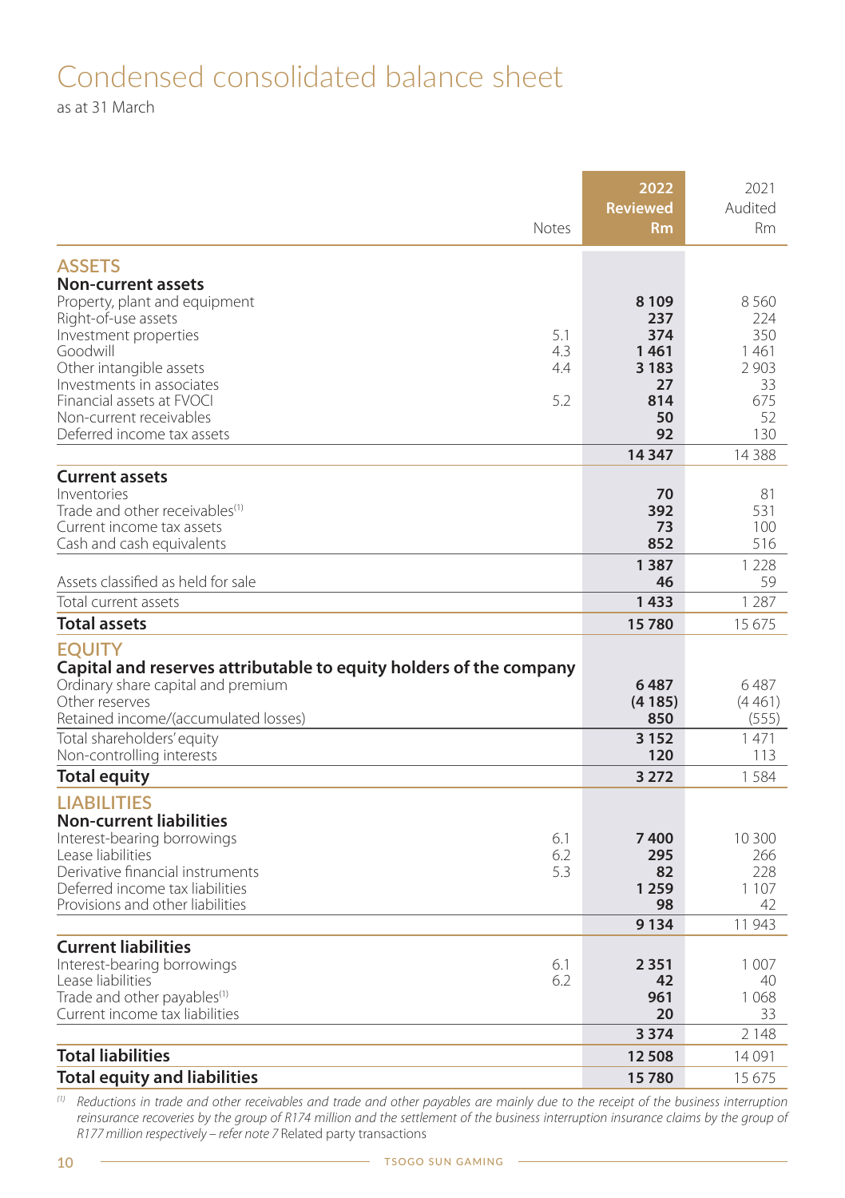# Condensed consolidated balance sheet

as at 31 March

| | Notes | 2022 Reviewed Rm | 2021 Audited Rm |
|---|---|---|---|
| **ASSETS** | | | |
| **Non-current assets** | | | |
| Property, plant and equipment | | **8 109** | 8 560 |
| Right-of-use assets | | **237** | 224 |
| Investment properties | 5.1 | **374** | 350 |
| Goodwill | 4.3 | **1 461** | 1 461 |
| Other intangible assets | 4.4 | **3 183** | 2 903 |
| Investments in associates | | **27** | 33 |
| Financial assets at FVOCI | 5.2 | **814** | 675 |
| Non-current receivables | | **50** | 52 |
| Deferred income tax assets | | **92** | 130 |
| | | **14 347** | 14 388 |
| **Current assets** | | | |
| Inventories | | **70** | 81 |
| Trade and other receivables[1] | | **392** | 531 |
| Current income tax assets | | **73** | 100 |
| Cash and cash equivalents | | **852** | 516 |
| | | **1 387** | 1 228 |
| Assets classified as held for sale | | **46** | 59 |
| Total current assets | | **1 433** | 1 287 |
| **Total assets** | | **15 780** | 15 675 |
| **EQUITY** | | | |
| **Capital and reserves attributable to equity holders of the company** | | | |
| Ordinary share capital and premium | | **6 487** | 6 487 |
| Other reserves | | **(4 185)** | (4 461) |
| Retained income/(accumulated losses) | | **850** | (555) |
| Total shareholders' equity | | **3 152** | 1 471 |
| Non-controlling interests | | **120** | 113 |
| **Total equity** | | **3 272** | 1 584 |
| **LIABILITIES** | | | |
| **Non-current liabilities** | | | |
| Interest-bearing borrowings | 6.1 | **7 400** | 10 300 |
| Lease liabilities | 6.2 | **295** | 266 |
| Derivative financial instruments | 5.3 | **82** | 228 |
| Deferred income tax liabilities | | **1 259** | 1 107 |
| Provisions and other liabilities | | **98** | 42 |
| | | **9 134** | 11 943 |
| **Current liabilities** | | | |
| Interest-bearing borrowings | 6.1 | **2 351** | 1 007 |
| Lease liabilities | 6.2 | **42** | 40 |
| Trade and other payables[1] | | **961** | 1 068 |
| Current income tax liabilities | | **20** | 33 |
| | | **3 374** | 2 148 |
| **Total liabilities** | | **12 508** | 14 091 |
| **Total equity and liabilities** | | **15 780** | 15 675 |

[1] *Reductions in trade and other receivables and trade and other payables are mainly due to the receipt of the business interruption reinsurance recoveries by the group of R174 million and the settlement of the business interruption insurance claims by the group of R177 million respectively – refer note 7* Related party transactions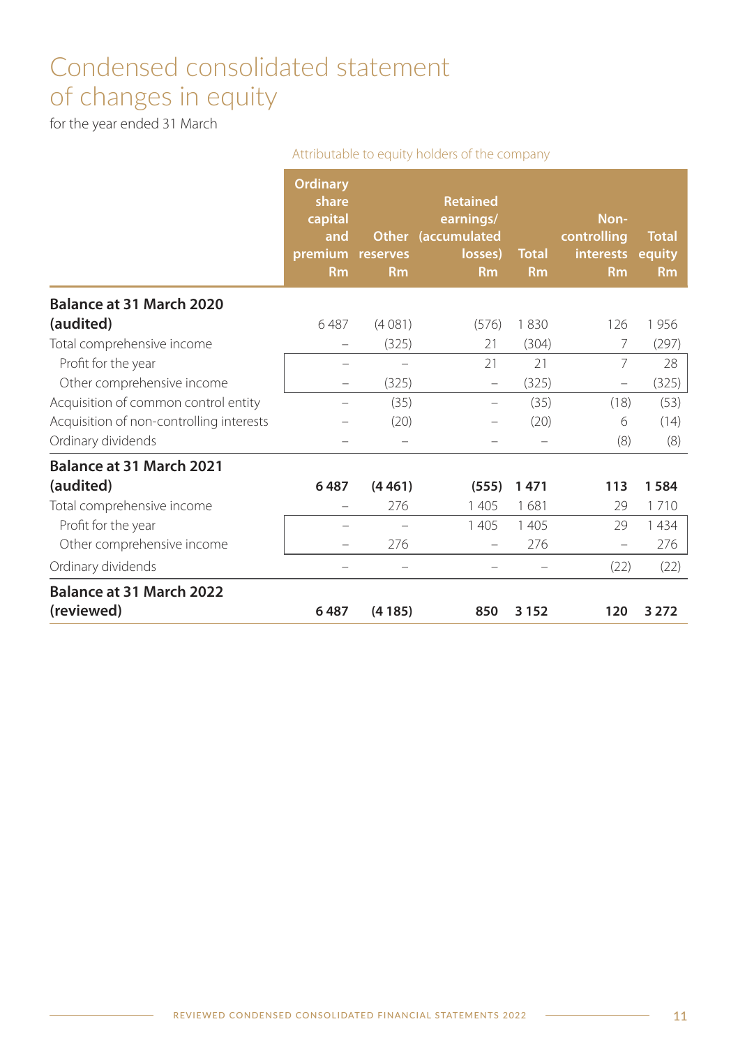# Condensed consolidated statement of changes in equity

for the year ended 31 March

| | Attributable to equity holders of the company | | | | | |
|---|---|---|---|---|---|---|
| | Ordinary share capital and premium Rm | Other reserves Rm | Retained earnings/ (accumulated losses) Rm | Total Rm | Non-controlling interests Rm | Total equity Rm |
| **Balance at 31 March 2020 (audited)** | 6 487 | (4 081) | (576) | 1 830 | 126 | 1 956 |
| Total comprehensive income | – | (325) | 21 | (304) | 7 | (297) |
| Profit for the year | – | – | 21 | 21 | 7 | 28 |
| Other comprehensive income | – | (325) | – | (325) | – | (325) |
| Acquisition of common control entity | – | (35) | – | (35) | (18) | (53) |
| Acquisition of non-controlling interests | – | (20) | – | (20) | 6 | (14) |
| Ordinary dividends | – | – | – | – | (8) | (8) |
| **Balance at 31 March 2021 (audited)** | **6 487** | **(4 461)** | **(555)** | **1 471** | **113** | **1 584** |
| Total comprehensive income | – | 276 | 1 405 | 1 681 | 29 | 1 710 |
| Profit for the year | – | – | 1 405 | 1 405 | 29 | 1 434 |
| Other comprehensive income | – | 276 | – | 276 | – | 276 |
| Ordinary dividends | – | – | – | – | (22) | (22) |
| **Balance at 31 March 2022 (reviewed)** | **6 487** | **(4 185)** | **850** | **3 152** | **120** | **3 272** |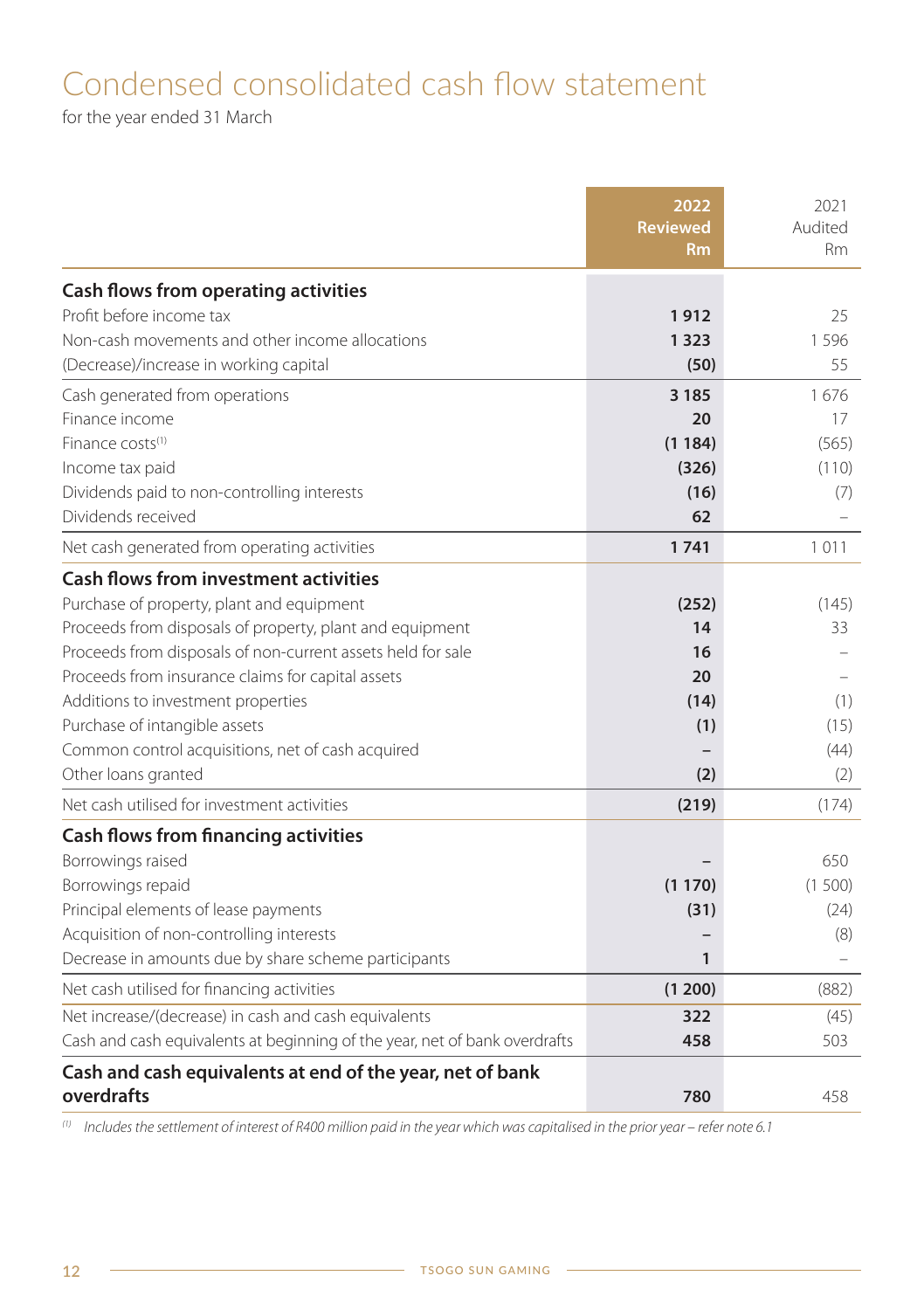# Condensed consolidated cash flow statement

for the year ended 31 March

| | 2022 Reviewed Rm | 2021 Audited Rm |
|---|---|---|
| **Cash flows from operating activities** | | |
| Profit before income tax | **1 912** | 25 |
| Non-cash movements and other income allocations | **1 323** | 1 596 |
| (Decrease)/increase in working capital | **(50)** | 55 |
| Cash generated from operations | **3 185** | 1 676 |
| Finance income | **20** | 17 |
| Finance costs[(1)] | **(1 184)** | (565) |
| Income tax paid | **(326)** | (110) |
| Dividends paid to non-controlling interests | **(16)** | (7) |
| Dividends received | **62** | – |
| Net cash generated from operating activities | **1 741** | 1 011 |
| **Cash flows from investment activities** | | |
| Purchase of property, plant and equipment | **(252)** | (145) |
| Proceeds from disposals of property, plant and equipment | **14** | 33 |
| Proceeds from disposals of non-current assets held for sale | **16** | – |
| Proceeds from insurance claims for capital assets | **20** | – |
| Additions to investment properties | **(14)** | (1) |
| Purchase of intangible assets | **(1)** | (15) |
| Common control acquisitions, net of cash acquired | **–** | (44) |
| Other loans granted | **(2)** | (2) |
| Net cash utilised for investment activities | **(219)** | (174) |
| **Cash flows from financing activities** | | |
| Borrowings raised | **–** | 650 |
| Borrowings repaid | **(1 170)** | (1 500) |
| Principal elements of lease payments | **(31)** | (24) |
| Acquisition of non-controlling interests | **–** | (8) |
| Decrease in amounts due by share scheme participants | **1** | – |
| Net cash utilised for financing activities | **(1 200)** | (882) |
| Net increase/(decrease) in cash and cash equivalents | **322** | (45) |
| Cash and cash equivalents at beginning of the year, net of bank overdrafts | **458** | 503 |
| **Cash and cash equivalents at end of the year, net of bank overdrafts** | **780** | 458 |

[(1)] *Includes the settlement of interest of R400 million paid in the year which was capitalised in the prior year – refer note 6.1*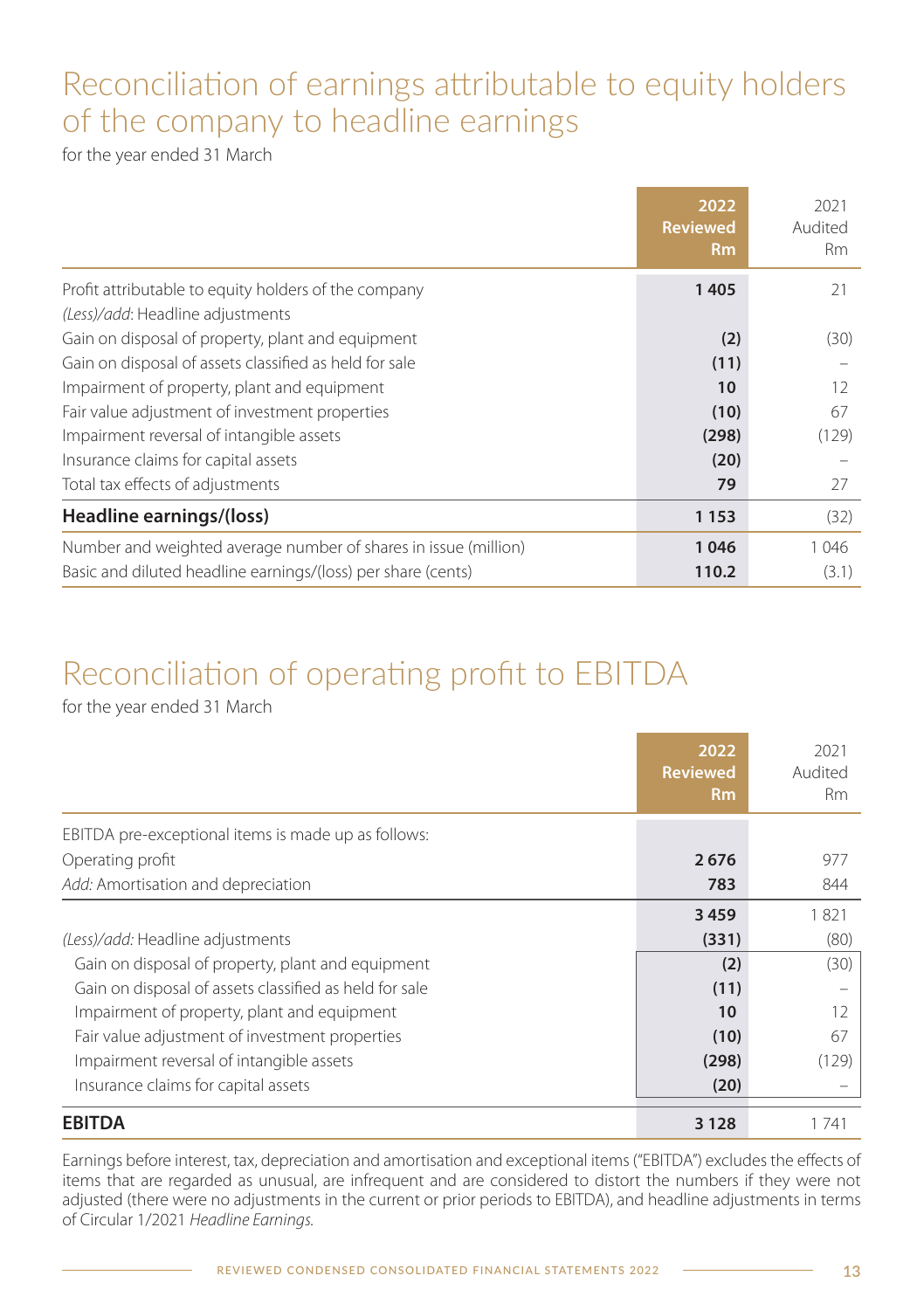# Reconciliation of earnings attributable to equity holders of the company to headline earnings

for the year ended 31 March

| | 2022 Reviewed Rm | 2021 Audited Rm |
|---|---|---|
| Profit attributable to equity holders of the company | **1 405** | 21 |
| *(Less)/add*: Headline adjustments | | |
| Gain on disposal of property, plant and equipment | **(2)** | (30) |
| Gain on disposal of assets classified as held for sale | **(11)** | – |
| Impairment of property, plant and equipment | **10** | 12 |
| Fair value adjustment of investment properties | **(10)** | 67 |
| Impairment reversal of intangible assets | **(298)** | (129) |
| Insurance claims for capital assets | **(20)** | – |
| Total tax effects of adjustments | **79** | 27 |
| **Headline earnings/(loss)** | **1 153** | (32) |
| Number and weighted average number of shares in issue (million) | **1 046** | 1 046 |
| Basic and diluted headline earnings/(loss) per share (cents) | **110.2** | (3.1) |

# Reconciliation of operating profit to EBITDA

for the year ended 31 March

| | 2022 Reviewed Rm | 2021 Audited Rm |
|---|---|---|
| EBITDA pre-exceptional items is made up as follows: | | |
| Operating profit | **2 676** | 977 |
| *Add:* Amortisation and depreciation | **783** | 844 |
| | **3 459** | 1 821 |
| *(Less)/add:* Headline adjustments | **(331)** | (80) |
| Gain on disposal of property, plant and equipment | **(2)** | (30) |
| Gain on disposal of assets classified as held for sale | **(11)** | – |
| Impairment of property, plant and equipment | **10** | 12 |
| Fair value adjustment of investment properties | **(10)** | 67 |
| Impairment reversal of intangible assets | **(298)** | (129) |
| Insurance claims for capital assets | **(20)** | – |
| **EBITDA** | **3 128** | 1 741 |

Earnings before interest, tax, depreciation and amortisation and exceptional items ("EBITDA") excludes the effects of items that are regarded as unusual, are infrequent and are considered to distort the numbers if they were not adjusted (there were no adjustments in the current or prior periods to EBITDA), and headline adjustments in terms of Circular 1/2021 *Headline Earnings*.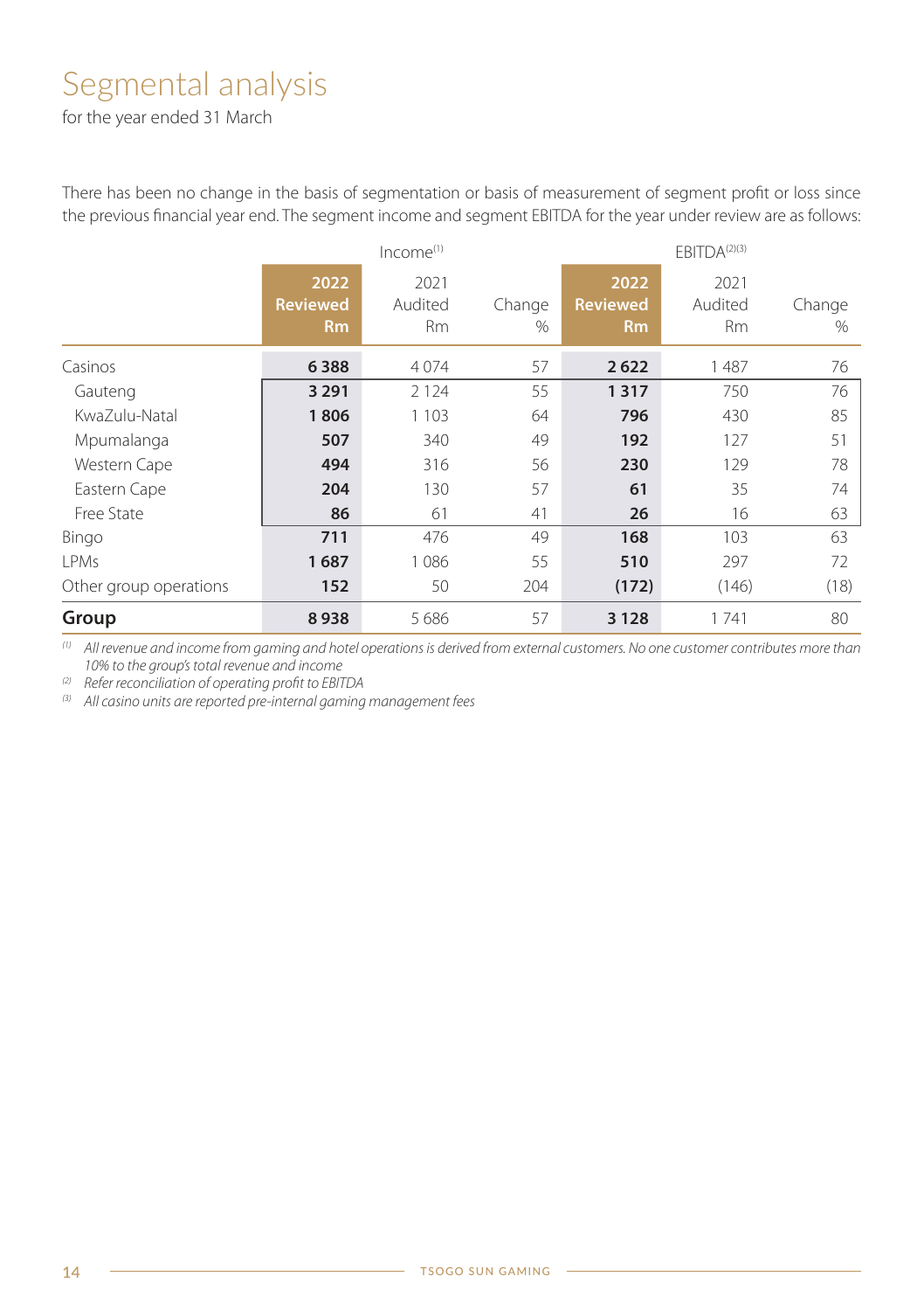# Segmental analysis

for the year ended 31 March

There has been no change in the basis of segmentation or basis of measurement of segment profit or loss since the previous financial year end. The segment income and segment EBITDA for the year under review are as follows:

| | Income[1] | | | EBITDA[2][3] | | |
|---|---|---|---|---|---|---|
| | **2022 Reviewed Rm** | 2021 Audited Rm | Change % | **2022 Reviewed Rm** | 2021 Audited Rm | Change % |
| Casinos | **6 388** | 4 074 | 57 | **2 622** | 1 487 | 76 |
| Gauteng | **3 291** | 2 124 | 55 | **1 317** | 750 | 76 |
| KwaZulu-Natal | **1 806** | 1 103 | 64 | **796** | 430 | 85 |
| Mpumalanga | **507** | 340 | 49 | **192** | 127 | 51 |
| Western Cape | **494** | 316 | 56 | **230** | 129 | 78 |
| Eastern Cape | **204** | 130 | 57 | **61** | 35 | 74 |
| Free State | **86** | 61 | 41 | **26** | 16 | 63 |
| Bingo | **711** | 476 | 49 | **168** | 103 | 63 |
| LPMs | **1 687** | 1 086 | 55 | **510** | 297 | 72 |
| Other group operations | **152** | 50 | 204 | **(172)** | (146) | (18) |
| **Group** | **8 938** | 5 686 | 57 | **3 128** | 1 741 | 80 |

[1] *All revenue and income from gaming and hotel operations is derived from external customers. No one customer contributes more than 10% to the group's total revenue and income*

[2] *Refer reconciliation of operating profit to EBITDA*

[3] *All casino units are reported pre-internal gaming management fees*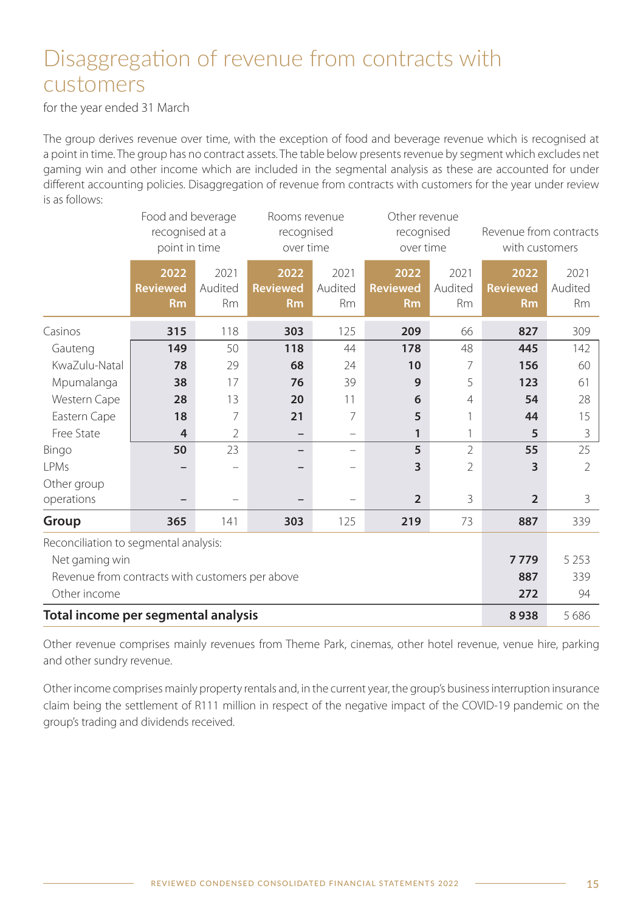# Disaggregation of revenue from contracts with customers

for the year ended 31 March

The group derives revenue over time, with the exception of food and beverage revenue which is recognised at a point in time. The group has no contract assets. The table below presents revenue by segment which excludes net gaming win and other income which are included in the segmental analysis as these are accounted for under different accounting policies. Disaggregation of revenue from contracts with customers for the year under review is as follows:

| | Food and beverage recognised at a point in time | | Rooms revenue recognised over time | | Other revenue recognised over time | | Revenue from contracts with customers | |
|---|---|---|---|---|---|---|---|---|
| | **2022 Reviewed Rm** | 2021 Audited Rm | **2022 Reviewed Rm** | 2021 Audited Rm | **2022 Reviewed Rm** | 2021 Audited Rm | **2022 Reviewed Rm** | 2021 Audited Rm |
| Casinos | **315** | 118 | **303** | 125 | **209** | 66 | **827** | 309 |
| Gauteng | **149** | 50 | **118** | 44 | **178** | 48 | **445** | 142 |
| KwaZulu-Natal | **78** | 29 | **68** | 24 | **10** | 7 | **156** | 60 |
| Mpumalanga | **38** | 17 | **76** | 39 | **9** | 5 | **123** | 61 |
| Western Cape | **28** | 13 | **20** | 11 | **6** | 4 | **54** | 28 |
| Eastern Cape | **18** | 7 | **21** | 7 | **5** | 1 | **44** | 15 |
| Free State | **4** | 2 | **–** | – | **1** | 1 | **5** | 3 |
| Bingo | **50** | 23 | **–** | – | **5** | 2 | **55** | 25 |
| LPMs | **–** | – | **–** | – | **3** | 2 | **3** | 2 |
| Other group operations | **–** | – | **–** | – | **2** | 3 | **2** | 3 |
| **Group** | **365** | 141 | **303** | 125 | **219** | 73 | **887** | 339 |
| Reconciliation to segmental analysis: | | | | | | | | |
| Net gaming win | | | | | | | **7 779** | 5 253 |
| Revenue from contracts with customers per above | | | | | | | **887** | 339 |
| Other income | | | | | | | **272** | 94 |
| **Total income per segmental analysis** | | | | | | | **8 938** | 5 686 |

Other revenue comprises mainly revenues from Theme Park, cinemas, other hotel revenue, venue hire, parking and other sundry revenue.

Other income comprises mainly property rentals and, in the current year, the group's business interruption insurance claim being the settlement of R111 million in respect of the negative impact of the COVID-19 pandemic on the group's trading and dividends received.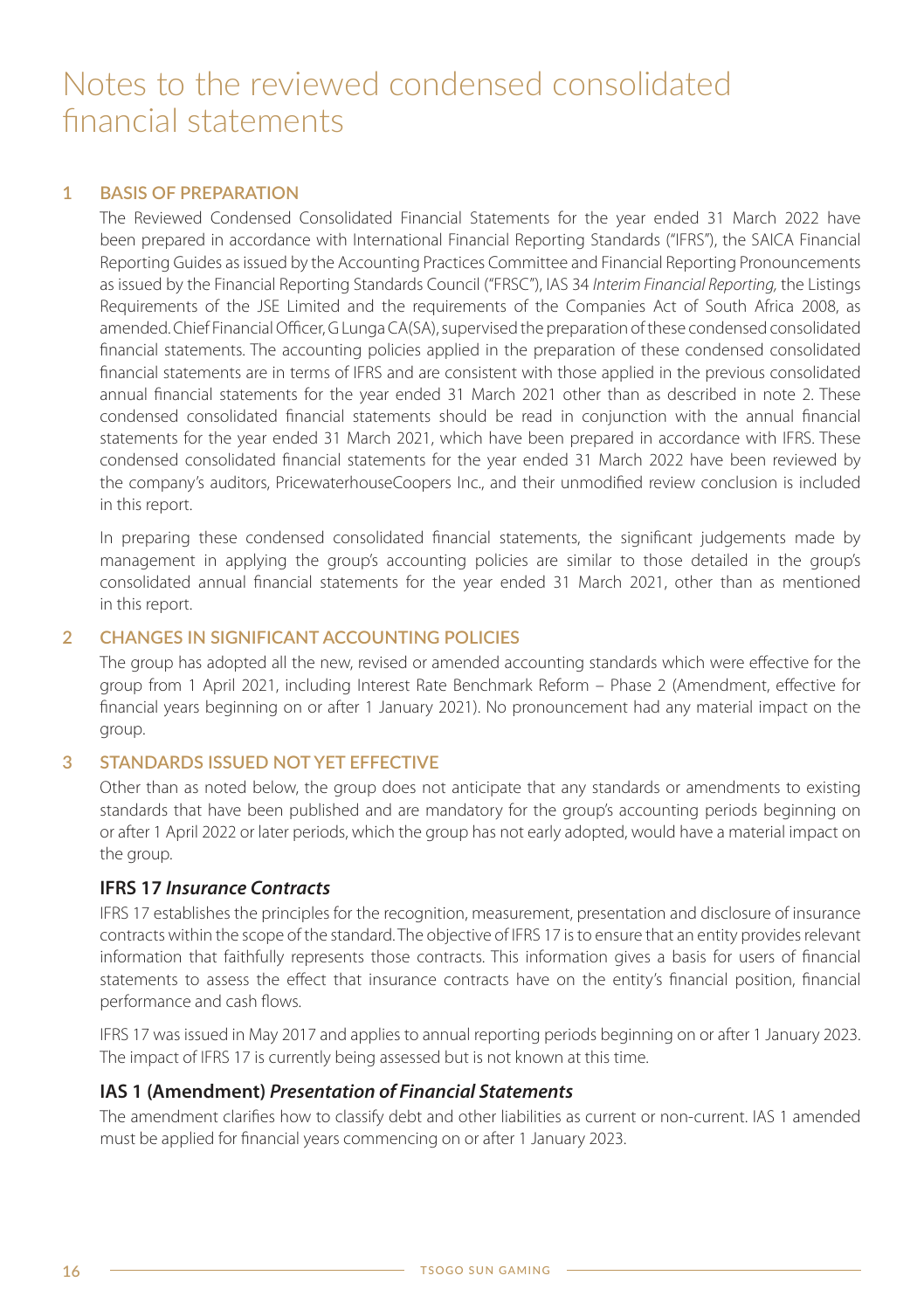# Notes to the reviewed condensed consolidated financial statements

## 1 BASIS OF PREPARATION

The Reviewed Condensed Consolidated Financial Statements for the year ended 31 March 2022 have been prepared in accordance with International Financial Reporting Standards ("IFRS"), the SAICA Financial Reporting Guides as issued by the Accounting Practices Committee and Financial Reporting Pronouncements as issued by the Financial Reporting Standards Council ("FRSC"), IAS 34 *Interim Financial Reporting,* the Listings Requirements of the JSE Limited and the requirements of the Companies Act of South Africa 2008, as amended. Chief Financial Officer, G Lunga CA(SA), supervised the preparation of these condensed consolidated financial statements. The accounting policies applied in the preparation of these condensed consolidated financial statements are in terms of IFRS and are consistent with those applied in the previous consolidated annual financial statements for the year ended 31 March 2021 other than as described in note 2. These condensed consolidated financial statements should be read in conjunction with the annual financial statements for the year ended 31 March 2021, which have been prepared in accordance with IFRS. These condensed consolidated financial statements for the year ended 31 March 2022 have been reviewed by the company's auditors, PricewaterhouseCoopers Inc., and their unmodified review conclusion is included in this report.

In preparing these condensed consolidated financial statements, the significant judgements made by management in applying the group's accounting policies are similar to those detailed in the group's consolidated annual financial statements for the year ended 31 March 2021, other than as mentioned in this report.

## 2 CHANGES IN SIGNIFICANT ACCOUNTING POLICIES

The group has adopted all the new, revised or amended accounting standards which were effective for the group from 1 April 2021, including Interest Rate Benchmark Reform – Phase 2 (Amendment, effective for financial years beginning on or after 1 January 2021). No pronouncement had any material impact on the group.

## 3 STANDARDS ISSUED NOT YET EFFECTIVE

Other than as noted below, the group does not anticipate that any standards or amendments to existing standards that have been published and are mandatory for the group's accounting periods beginning on or after 1 April 2022 or later periods, which the group has not early adopted, would have a material impact on the group.

### IFRS 17 *Insurance Contracts*

IFRS 17 establishes the principles for the recognition, measurement, presentation and disclosure of insurance contracts within the scope of the standard. The objective of IFRS 17 is to ensure that an entity provides relevant information that faithfully represents those contracts. This information gives a basis for users of financial statements to assess the effect that insurance contracts have on the entity's financial position, financial performance and cash flows.

IFRS 17 was issued in May 2017 and applies to annual reporting periods beginning on or after 1 January 2023. The impact of IFRS 17 is currently being assessed but is not known at this time.

### IAS 1 (Amendment) *Presentation of Financial Statements*

The amendment clarifies how to classify debt and other liabilities as current or non-current. IAS 1 amended must be applied for financial years commencing on or after 1 January 2023.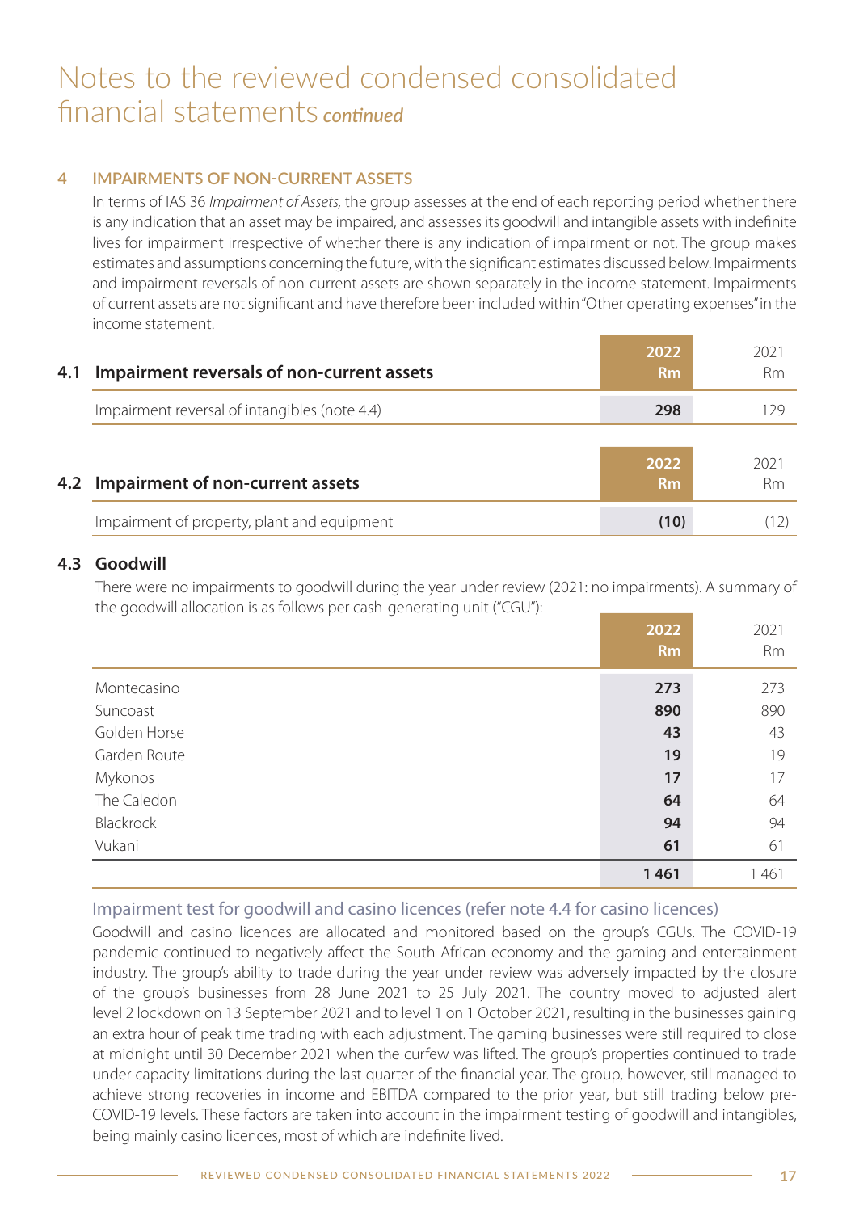# Notes to the reviewed condensed consolidated financial statements *continued*

## 4 IMPAIRMENTS OF NON-CURRENT ASSETS

In terms of IAS 36 *Impairment of Assets,* the group assesses at the end of each reporting period whether there is any indication that an asset may be impaired, and assesses its goodwill and intangible assets with indefinite lives for impairment irrespective of whether there is any indication of impairment or not. The group makes estimates and assumptions concerning the future, with the significant estimates discussed below. Impairments and impairment reversals of non-current assets are shown separately in the income statement. Impairments of current assets are not significant and have therefore been included within "Other operating expenses" in the income statement.

### 4.1 Impairment reversals of non-current assets

| | 2022 Rm | 2021 Rm |
|---|---|---|
| Impairment reversal of intangibles (note 4.4) | **298** | 129 |

### 4.2 Impairment of non-current assets

| | 2022 Rm | 2021 Rm |
|---|---|---|
| Impairment of property, plant and equipment | **(10)** | (12) |

### 4.3 Goodwill

There were no impairments to goodwill during the year under review (2021: no impairments). A summary of the goodwill allocation is as follows per cash-generating unit ("CGU"):

| | 2022 Rm | 2021 Rm |
|---|---|---|
| Montecasino | **273** | 273 |
| Suncoast | **890** | 890 |
| Golden Horse | **43** | 43 |
| Garden Route | **19** | 19 |
| Mykonos | **17** | 17 |
| The Caledon | **64** | 64 |
| Blackrock | **94** | 94 |
| Vukani | **61** | 61 |
| | **1 461** | 1 461 |

#### Impairment test for goodwill and casino licences (refer note 4.4 for casino licences)

Goodwill and casino licences are allocated and monitored based on the group's CGUs. The COVID-19 pandemic continued to negatively affect the South African economy and the gaming and entertainment industry. The group's ability to trade during the year under review was adversely impacted by the closure of the group's businesses from 28 June 2021 to 25 July 2021. The country moved to adjusted alert level 2 lockdown on 13 September 2021 and to level 1 on 1 October 2021, resulting in the businesses gaining an extra hour of peak time trading with each adjustment. The gaming businesses were still required to close at midnight until 30 December 2021 when the curfew was lifted. The group's properties continued to trade under capacity limitations during the last quarter of the financial year. The group, however, still managed to achieve strong recoveries in income and EBITDA compared to the prior year, but still trading below pre-COVID-19 levels. These factors are taken into account in the impairment testing of goodwill and intangibles, being mainly casino licences, most of which are indefinite lived.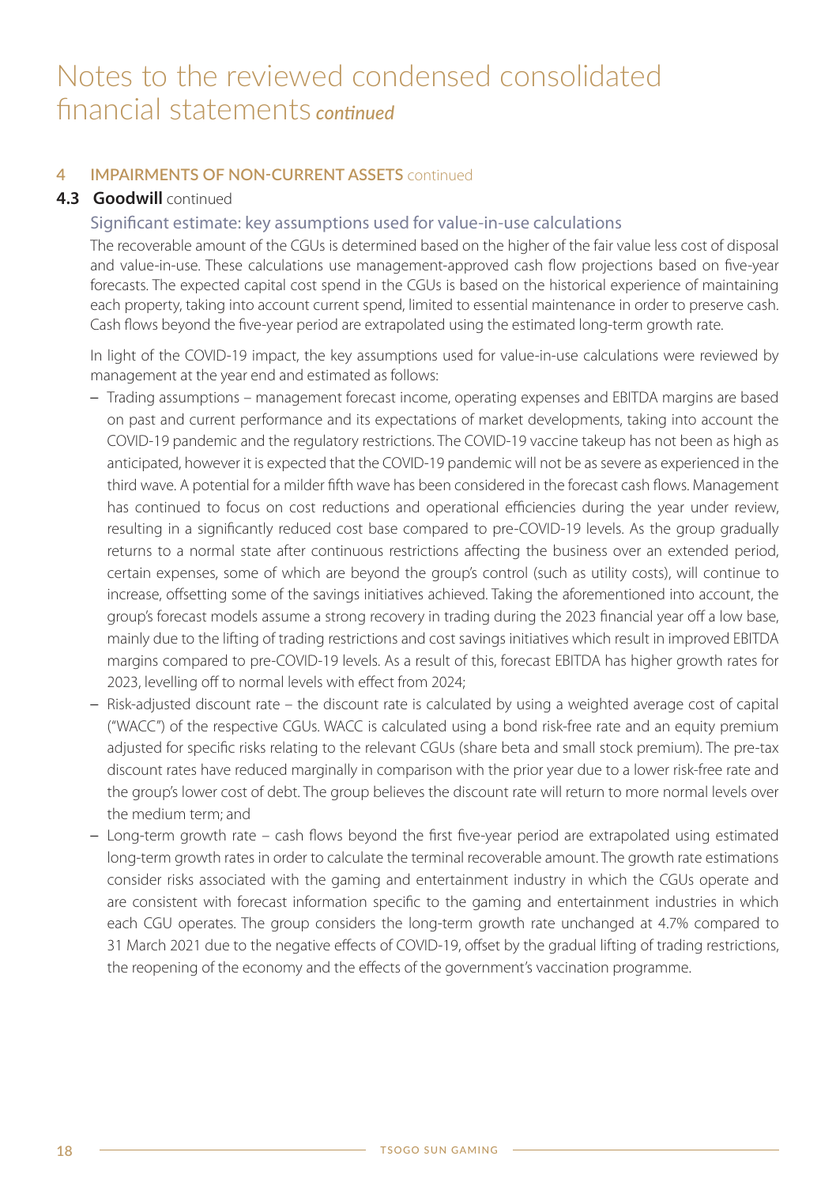# Notes to the reviewed condensed consolidated financial statements *continued*

## 4 IMPAIRMENTS OF NON-CURRENT ASSETS continued

### 4.3 Goodwill continued

#### Significant estimate: key assumptions used for value-in-use calculations

The recoverable amount of the CGUs is determined based on the higher of the fair value less cost of disposal and value-in-use. These calculations use management-approved cash flow projections based on five-year forecasts. The expected capital cost spend in the CGUs is based on the historical experience of maintaining each property, taking into account current spend, limited to essential maintenance in order to preserve cash. Cash flows beyond the five-year period are extrapolated using the estimated long-term growth rate.

In light of the COVID-19 impact, the key assumptions used for value-in-use calculations were reviewed by management at the year end and estimated as follows:

- Trading assumptions – management forecast income, operating expenses and EBITDA margins are based on past and current performance and its expectations of market developments, taking into account the COVID-19 pandemic and the regulatory restrictions. The COVID-19 vaccine takeup has not been as high as anticipated, however it is expected that the COVID-19 pandemic will not be as severe as experienced in the third wave. A potential for a milder fifth wave has been considered in the forecast cash flows. Management has continued to focus on cost reductions and operational efficiencies during the year under review, resulting in a significantly reduced cost base compared to pre-COVID-19 levels. As the group gradually returns to a normal state after continuous restrictions affecting the business over an extended period, certain expenses, some of which are beyond the group's control (such as utility costs), will continue to increase, offsetting some of the savings initiatives achieved. Taking the aforementioned into account, the group's forecast models assume a strong recovery in trading during the 2023 financial year off a low base, mainly due to the lifting of trading restrictions and cost savings initiatives which result in improved EBITDA margins compared to pre-COVID-19 levels. As a result of this, forecast EBITDA has higher growth rates for 2023, levelling off to normal levels with effect from 2024;
- Risk-adjusted discount rate – the discount rate is calculated by using a weighted average cost of capital ("WACC") of the respective CGUs. WACC is calculated using a bond risk-free rate and an equity premium adjusted for specific risks relating to the relevant CGUs (share beta and small stock premium). The pre-tax discount rates have reduced marginally in comparison with the prior year due to a lower risk-free rate and the group's lower cost of debt. The group believes the discount rate will return to more normal levels over the medium term; and
- Long-term growth rate – cash flows beyond the first five-year period are extrapolated using estimated long-term growth rates in order to calculate the terminal recoverable amount. The growth rate estimations consider risks associated with the gaming and entertainment industry in which the CGUs operate and are consistent with forecast information specific to the gaming and entertainment industries in which each CGU operates. The group considers the long-term growth rate unchanged at 4.7% compared to 31 March 2021 due to the negative effects of COVID-19, offset by the gradual lifting of trading restrictions, the reopening of the economy and the effects of the government's vaccination programme.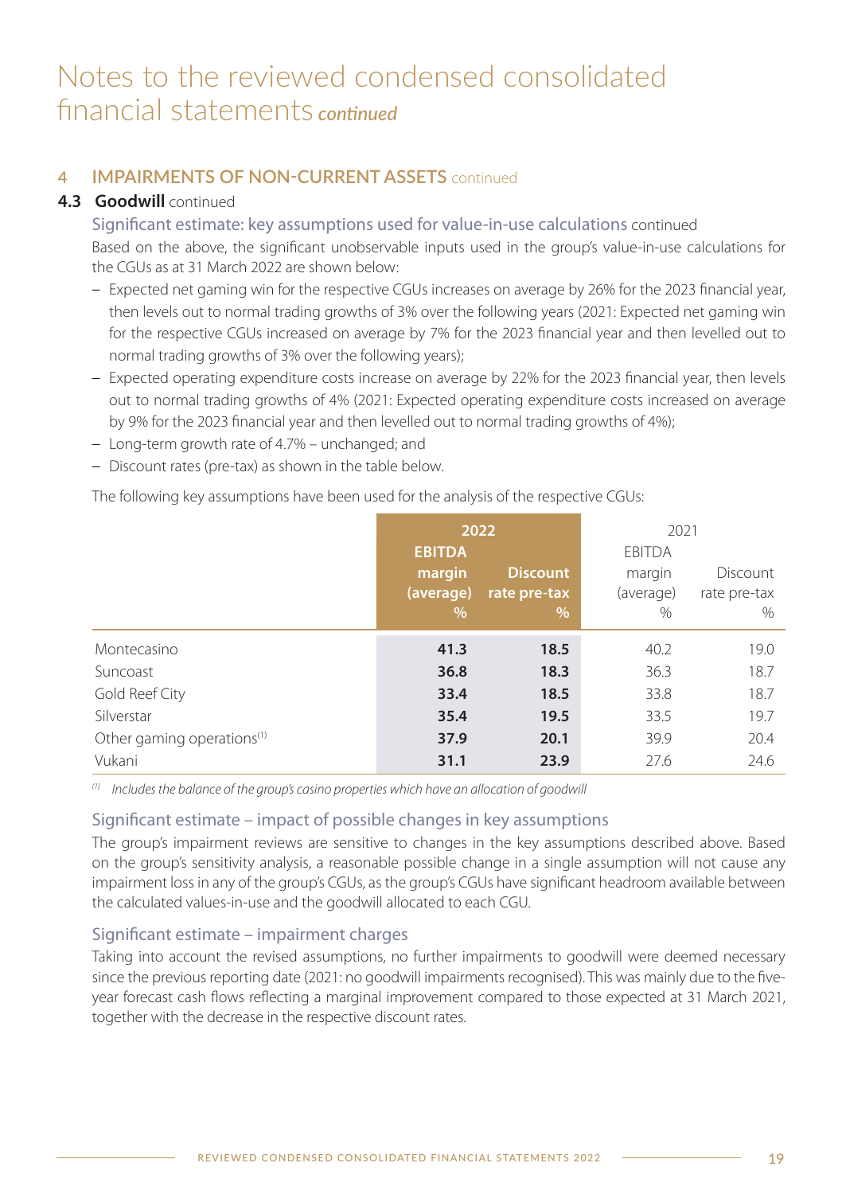# Notes to the reviewed condensed consolidated financial statements *continued*

## 4 IMPAIRMENTS OF NON-CURRENT ASSETS continued

### 4.3 Goodwill continued

#### Significant estimate: key assumptions used for value-in-use calculations continued

Based on the above, the significant unobservable inputs used in the group's value-in-use calculations for the CGUs as at 31 March 2022 are shown below:

- Expected net gaming win for the respective CGUs increases on average by 26% for the 2023 financial year, then levels out to normal trading growths of 3% over the following years (2021: Expected net gaming win for the respective CGUs increased on average by 7% for the 2023 financial year and then levelled out to normal trading growths of 3% over the following years);
- Expected operating expenditure costs increase on average by 22% for the 2023 financial year, then levels out to normal trading growths of 4% (2021: Expected operating expenditure costs increased on average by 9% for the 2023 financial year and then levelled out to normal trading growths of 4%);
- Long-term growth rate of 4.7% – unchanged; and
- Discount rates (pre-tax) as shown in the table below.

The following key assumptions have been used for the analysis of the respective CGUs:

| | **2022** | | 2021 | |
|---|---|---|---|---|
| | **EBITDA margin (average) %** | **Discount rate pre-tax %** | EBITDA margin (average) % | Discount rate pre-tax % |
| Montecasino | **41.3** | **18.5** | 40.2 | 19.0 |
| Suncoast | **36.8** | **18.3** | 36.3 | 18.7 |
| Gold Reef City | **33.4** | **18.5** | 33.8 | 18.7 |
| Silverstar | **35.4** | **19.5** | 33.5 | 19.7 |
| Other gaming operations[1] | **37.9** | **20.1** | 39.9 | 20.4 |
| Vukani | **31.1** | **23.9** | 27.6 | 24.6 |

*[1] Includes the balance of the group's casino properties which have an allocation of goodwill*

#### Significant estimate – impact of possible changes in key assumptions

The group's impairment reviews are sensitive to changes in the key assumptions described above. Based on the group's sensitivity analysis, a reasonable possible change in a single assumption will not cause any impairment loss in any of the group's CGUs, as the group's CGUs have significant headroom available between the calculated values-in-use and the goodwill allocated to each CGU.

#### Significant estimate – impairment charges

Taking into account the revised assumptions, no further impairments to goodwill were deemed necessary since the previous reporting date (2021: no goodwill impairments recognised). This was mainly due to the five-year forecast cash flows reflecting a marginal improvement compared to those expected at 31 March 2021, together with the decrease in the respective discount rates.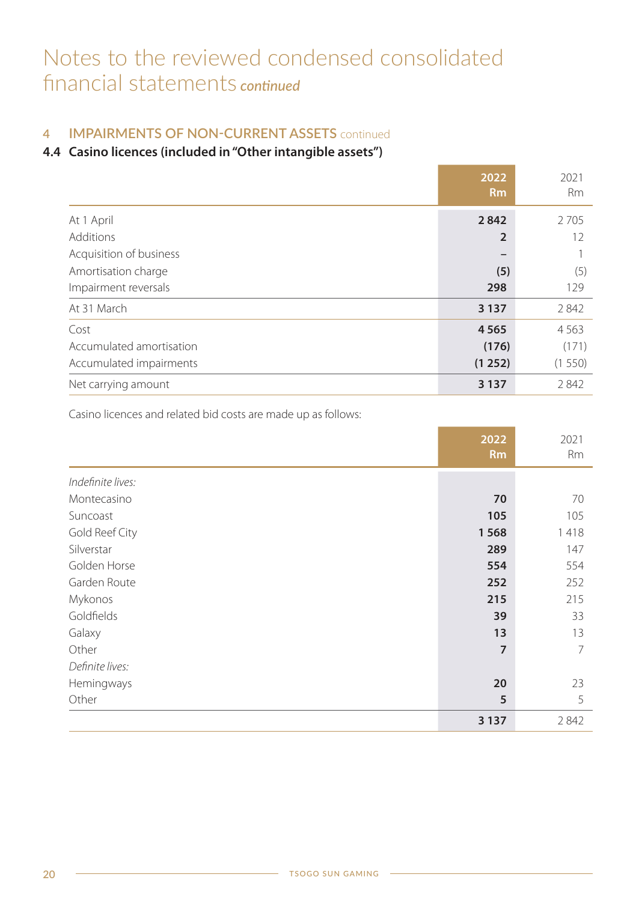# Notes to the reviewed condensed consolidated financial statements *continued*

## 4 IMPAIRMENTS OF NON-CURRENT ASSETS continued

### 4.4 Casino licences (included in "Other intangible assets")

| | **2022 Rm** | 2021 Rm |
|---|---|---|
| At 1 April | **2 842** | 2 705 |
| Additions | **2** | 12 |
| Acquisition of business | **–** | 1 |
| Amortisation charge | **(5)** | (5) |
| Impairment reversals | **298** | 129 |
| At 31 March | **3 137** | 2 842 |
| Cost | **4 565** | 4 563 |
| Accumulated amortisation | **(176)** | (171) |
| Accumulated impairments | **(1 252)** | (1 550) |
| Net carrying amount | **3 137** | 2 842 |

Casino licences and related bid costs are made up as follows:

| | **2022 Rm** | 2021 Rm |
|---|---|---|
| *Indefinite lives:* | | |
| Montecasino | **70** | 70 |
| Suncoast | **105** | 105 |
| Gold Reef City | **1 568** | 1 418 |
| Silverstar | **289** | 147 |
| Golden Horse | **554** | 554 |
| Garden Route | **252** | 252 |
| Mykonos | **215** | 215 |
| Goldfields | **39** | 33 |
| Galaxy | **13** | 13 |
| Other | **7** | 7 |
| *Definite lives:* | | |
| Hemingways | **20** | 23 |
| Other | **5** | 5 |
| | **3 137** | 2 842 |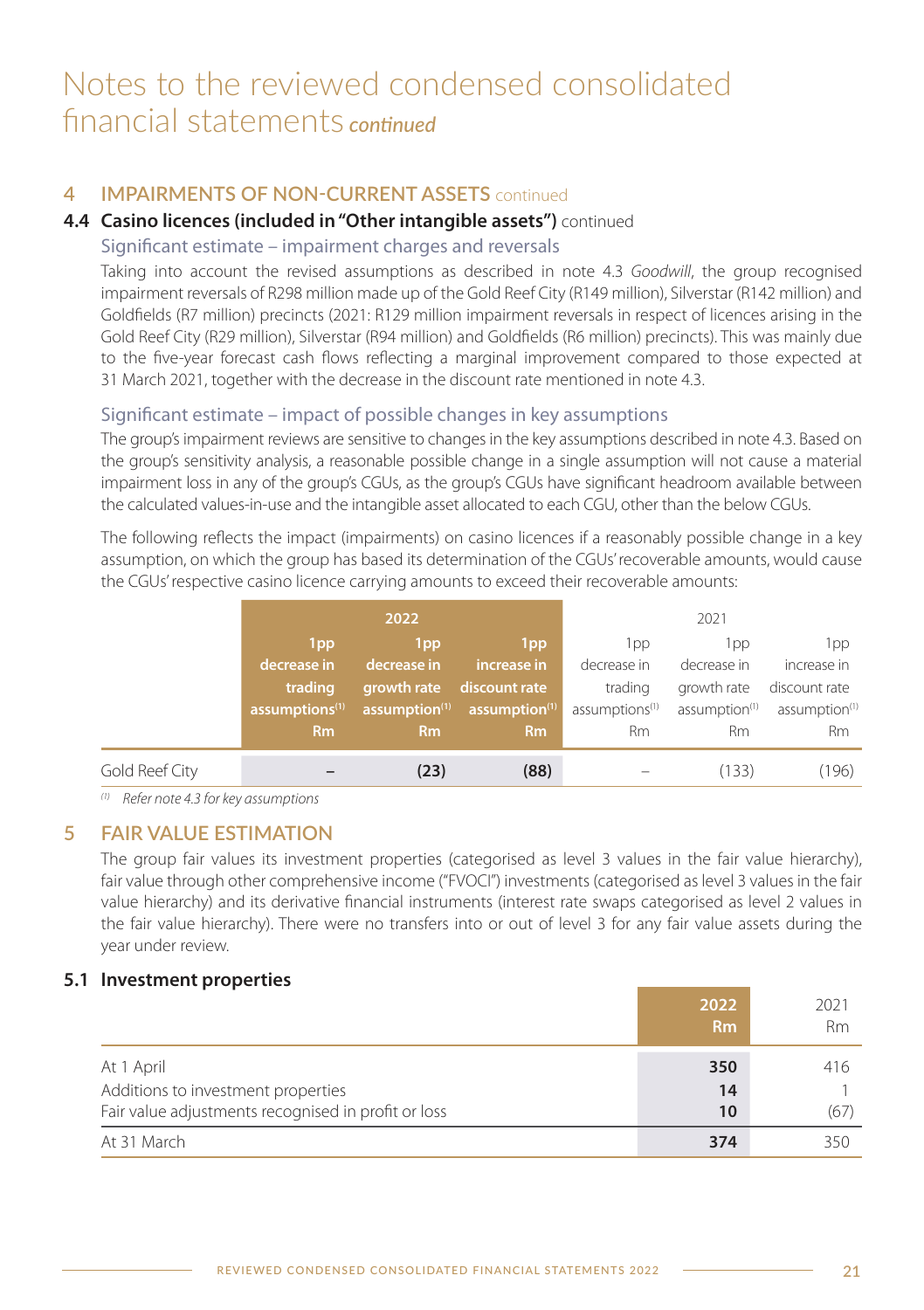# Notes to the reviewed condensed consolidated financial statements *continued*

## 4 IMPAIRMENTS OF NON-CURRENT ASSETS continued

### 4.4 Casino licences (included in "Other intangible assets") continued

#### Significant estimate – impairment charges and reversals

Taking into account the revised assumptions as described in note 4.3 *Goodwill*, the group recognised impairment reversals of R298 million made up of the Gold Reef City (R149 million), Silverstar (R142 million) and Goldfields (R7 million) precincts (2021: R129 million impairment reversals in respect of licences arising in the Gold Reef City (R29 million), Silverstar (R94 million) and Goldfields (R6 million) precincts). This was mainly due to the five-year forecast cash flows reflecting a marginal improvement compared to those expected at 31 March 2021, together with the decrease in the discount rate mentioned in note 4.3.

#### Significant estimate – impact of possible changes in key assumptions

The group's impairment reviews are sensitive to changes in the key assumptions described in note 4.3. Based on the group's sensitivity analysis, a reasonable possible change in a single assumption will not cause a material impairment loss in any of the group's CGUs, as the group's CGUs have significant headroom available between the calculated values-in-use and the intangible asset allocated to each CGU, other than the below CGUs.

The following reflects the impact (impairments) on casino licences if a reasonably possible change in a key assumption, on which the group has based its determination of the CGUs' recoverable amounts, would cause the CGUs' respective casino licence carrying amounts to exceed their recoverable amounts:

| | **2022** | | | 2021 | | |
|---|---|---|---|---|---|---|
| | **1pp decrease in trading assumptions[(1)] Rm** | **1pp decrease in growth rate assumption[(1)] Rm** | **1pp increase in discount rate assumption[(1)] Rm** | 1pp decrease in trading assumptions[(1)] Rm | 1pp decrease in growth rate assumption[(1)] Rm | 1pp increase in discount rate assumption[(1)] Rm |
| Gold Reef City | **–** | **(23)** | **(88)** | – | (133) | (196) |

*[(1)] Refer note 4.3 for key assumptions*

## 5 FAIR VALUE ESTIMATION

The group fair values its investment properties (categorised as level 3 values in the fair value hierarchy), fair value through other comprehensive income ("FVOCI") investments (categorised as level 3 values in the fair value hierarchy) and its derivative financial instruments (interest rate swaps categorised as level 2 values in the fair value hierarchy). There were no transfers into or out of level 3 for any fair value assets during the year under review.

### 5.1 Investment properties

| | **2022 Rm** | 2021 Rm |
|---|---|---|
| At 1 April | **350** | 416 |
| Additions to investment properties | **14** | 1 |
| Fair value adjustments recognised in profit or loss | **10** | (67) |
| At 31 March | **374** | 350 |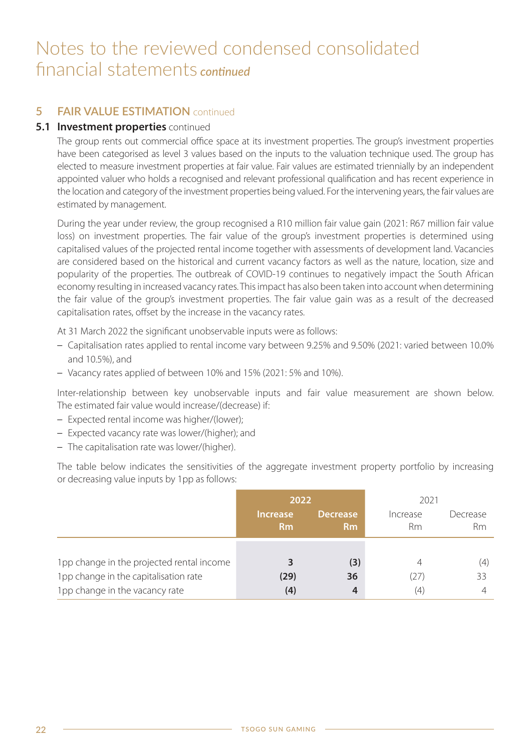# Notes to the reviewed condensed consolidated financial statements *continued*

## 5 FAIR VALUE ESTIMATION continued

### 5.1 Investment properties continued

The group rents out commercial office space at its investment properties. The group's investment properties have been categorised as level 3 values based on the inputs to the valuation technique used. The group has elected to measure investment properties at fair value. Fair values are estimated triennially by an independent appointed valuer who holds a recognised and relevant professional qualification and has recent experience in the location and category of the investment properties being valued. For the intervening years, the fair values are estimated by management.

During the year under review, the group recognised a R10 million fair value gain (2021: R67 million fair value loss) on investment properties. The fair value of the group's investment properties is determined using capitalised values of the projected rental income together with assessments of development land. Vacancies are considered based on the historical and current vacancy factors as well as the nature, location, size and popularity of the properties. The outbreak of COVID-19 continues to negatively impact the South African economy resulting in increased vacancy rates. This impact has also been taken into account when determining the fair value of the group's investment properties. The fair value gain was as a result of the decreased capitalisation rates, offset by the increase in the vacancy rates.

At 31 March 2022 the significant unobservable inputs were as follows:

- Capitalisation rates applied to rental income vary between 9.25% and 9.50% (2021: varied between 10.0% and 10.5%), and
- Vacancy rates applied of between 10% and 15% (2021: 5% and 10%).

Inter-relationship between key unobservable inputs and fair value measurement are shown below. The estimated fair value would increase/(decrease) if:

- Expected rental income was higher/(lower);
- Expected vacancy rate was lower/(higher); and
- The capitalisation rate was lower/(higher).

The table below indicates the sensitivities of the aggregate investment property portfolio by increasing or decreasing value inputs by 1pp as follows:

| | 2022 | | 2021 | |
|---|---|---|---|---|
| | Increase Rm | Decrease Rm | Increase Rm | Decrease Rm |
| 1pp change in the projected rental income | 3 | (3) | 4 | (4) |
| 1pp change in the capitalisation rate | (29) | 36 | (27) | 33 |
| 1pp change in the vacancy rate | (4) | 4 | (4) | 4 |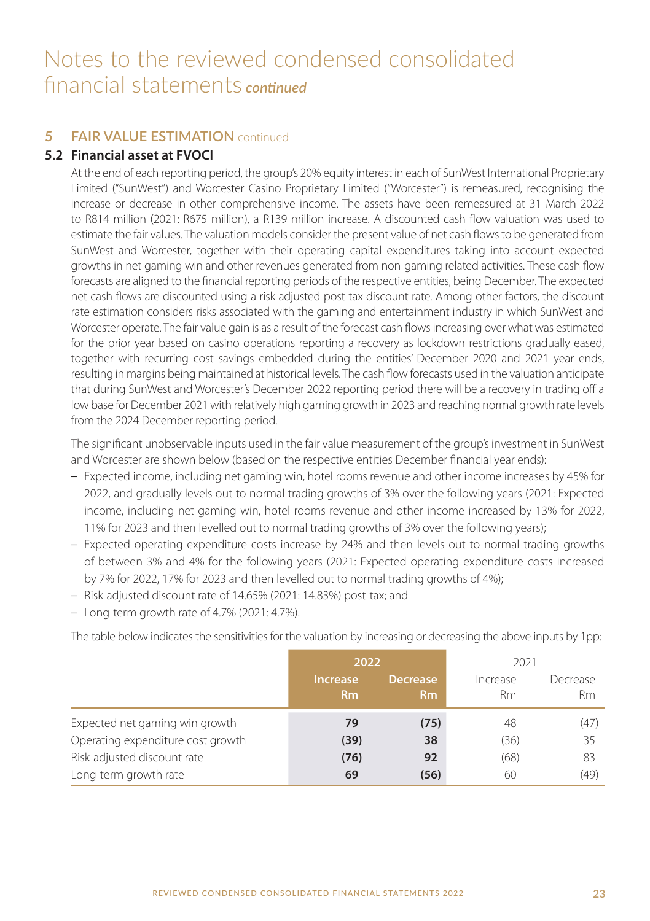# Notes to the reviewed condensed consolidated financial statements *continued*

## 5 FAIR VALUE ESTIMATION continued

### 5.2 Financial asset at FVOCI

At the end of each reporting period, the group's 20% equity interest in each of SunWest International Proprietary Limited ("SunWest") and Worcester Casino Proprietary Limited ("Worcester") is remeasured, recognising the increase or decrease in other comprehensive income. The assets have been remeasured at 31 March 2022 to R814 million (2021: R675 million), a R139 million increase. A discounted cash flow valuation was used to estimate the fair values. The valuation models consider the present value of net cash flows to be generated from SunWest and Worcester, together with their operating capital expenditures taking into account expected growths in net gaming win and other revenues generated from non-gaming related activities. These cash flow forecasts are aligned to the financial reporting periods of the respective entities, being December. The expected net cash flows are discounted using a risk-adjusted post-tax discount rate. Among other factors, the discount rate estimation considers risks associated with the gaming and entertainment industry in which SunWest and Worcester operate. The fair value gain is as a result of the forecast cash flows increasing over what was estimated for the prior year based on casino operations reporting a recovery as lockdown restrictions gradually eased, together with recurring cost savings embedded during the entities' December 2020 and 2021 year ends, resulting in margins being maintained at historical levels. The cash flow forecasts used in the valuation anticipate that during SunWest and Worcester's December 2022 reporting period there will be a recovery in trading off a low base for December 2021 with relatively high gaming growth in 2023 and reaching normal growth rate levels from the 2024 December reporting period.

The significant unobservable inputs used in the fair value measurement of the group's investment in SunWest and Worcester are shown below (based on the respective entities December financial year ends):

- Expected income, including net gaming win, hotel rooms revenue and other income increases by 45% for 2022, and gradually levels out to normal trading growths of 3% over the following years (2021: Expected income, including net gaming win, hotel rooms revenue and other income increased by 13% for 2022, 11% for 2023 and then levelled out to normal trading growths of 3% over the following years);
- Expected operating expenditure costs increase by 24% and then levels out to normal trading growths of between 3% and 4% for the following years (2021: Expected operating expenditure costs increased by 7% for 2022, 17% for 2023 and then levelled out to normal trading growths of 4%);
- Risk-adjusted discount rate of 14.65% (2021: 14.83%) post-tax; and
- Long-term growth rate of 4.7% (2021: 4.7%).

The table below indicates the sensitivities for the valuation by increasing or decreasing the above inputs by 1pp:

| | 2022 | | 2021 | |
|---|---|---|---|---|
| | **Increase Rm** | **Decrease Rm** | Increase Rm | Decrease Rm |
| Expected net gaming win growth | **79** | **(75)** | 48 | (47) |
| Operating expenditure cost growth | **(39)** | **38** | (36) | 35 |
| Risk-adjusted discount rate | **(76)** | **92** | (68) | 83 |
| Long-term growth rate | **69** | **(56)** | 60 | (49) |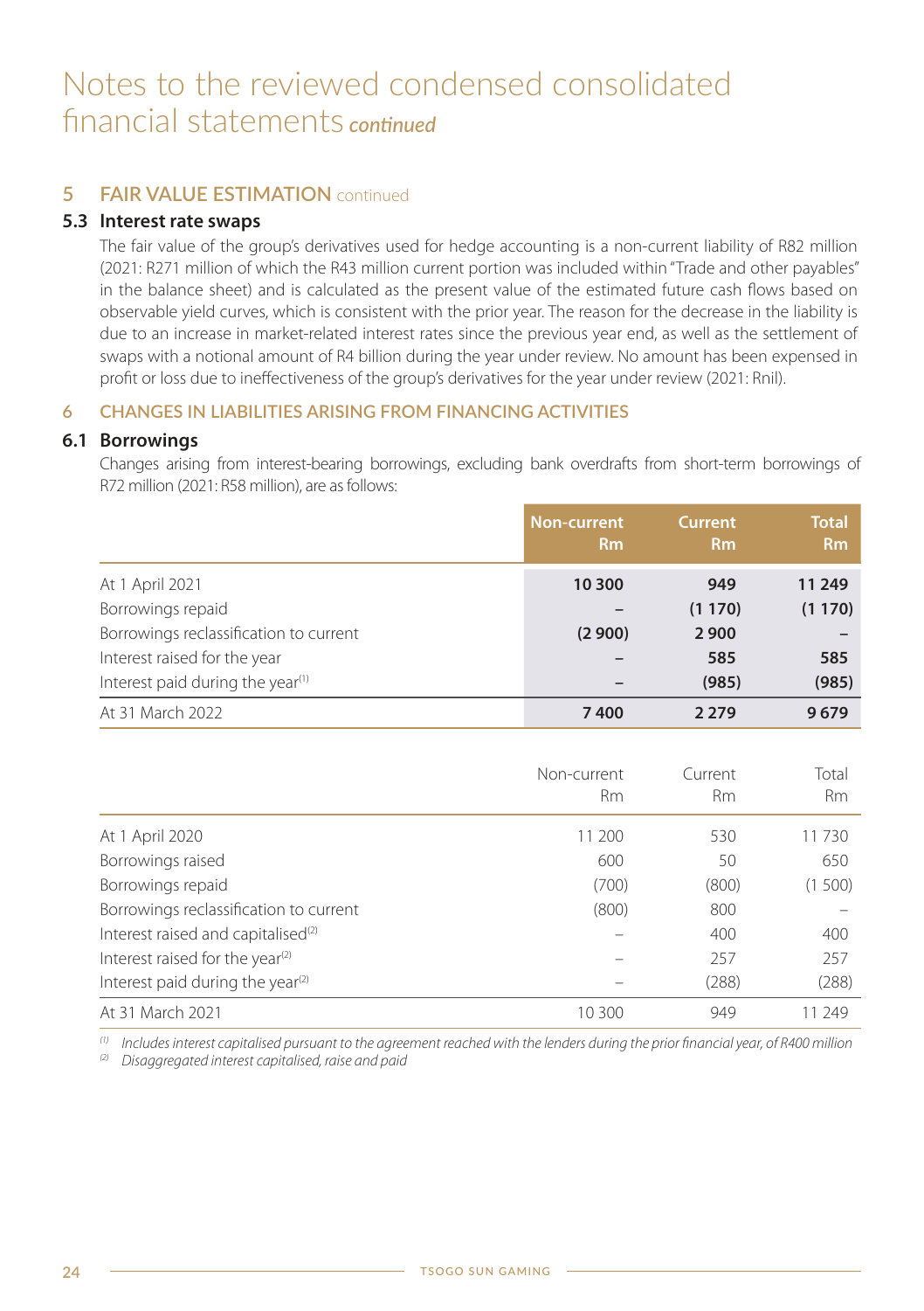# Notes to the reviewed condensed consolidated financial statements *continued*

## 5 FAIR VALUE ESTIMATION continued

### 5.3 Interest rate swaps

The fair value of the group's derivatives used for hedge accounting is a non-current liability of R82 million (2021: R271 million of which the R43 million current portion was included within "Trade and other payables" in the balance sheet) and is calculated as the present value of the estimated future cash flows based on observable yield curves, which is consistent with the prior year. The reason for the decrease in the liability is due to an increase in market-related interest rates since the previous year end, as well as the settlement of swaps with a notional amount of R4 billion during the year under review. No amount has been expensed in profit or loss due to ineffectiveness of the group's derivatives for the year under review (2021: Rnil).

## 6 CHANGES IN LIABILITIES ARISING FROM FINANCING ACTIVITIES

### 6.1 Borrowings

Changes arising from interest-bearing borrowings, excluding bank overdrafts from short-term borrowings of R72 million (2021: R58 million), are as follows:

| | Non-current Rm | Current Rm | Total Rm |
|---|---|---|---|
| At 1 April 2021 | **10 300** | **949** | **11 249** |
| Borrowings repaid | **–** | **(1 170)** | **(1 170)** |
| Borrowings reclassification to current | **(2 900)** | **2 900** | **–** |
| Interest raised for the year | **–** | **585** | **585** |
| Interest paid during the year[1] | **–** | **(985)** | **(985)** |
| At 31 March 2022 | **7 400** | **2 279** | **9 679** |

| | Non-current Rm | Current Rm | Total Rm |
|---|---|---|---|
| At 1 April 2020 | 11 200 | 530 | 11 730 |
| Borrowings raised | 600 | 50 | 650 |
| Borrowings repaid | (700) | (800) | (1 500) |
| Borrowings reclassification to current | (800) | 800 | – |
| Interest raised and capitalised[2] | – | 400 | 400 |
| Interest raised for the year[2] | – | 257 | 257 |
| Interest paid during the year[2] | – | (288) | (288) |
| At 31 March 2021 | 10 300 | 949 | 11 249 |

[1] *Includes interest capitalised pursuant to the agreement reached with the lenders during the prior financial year, of R400 million*

[2] *Disaggregated interest capitalised, raise and paid*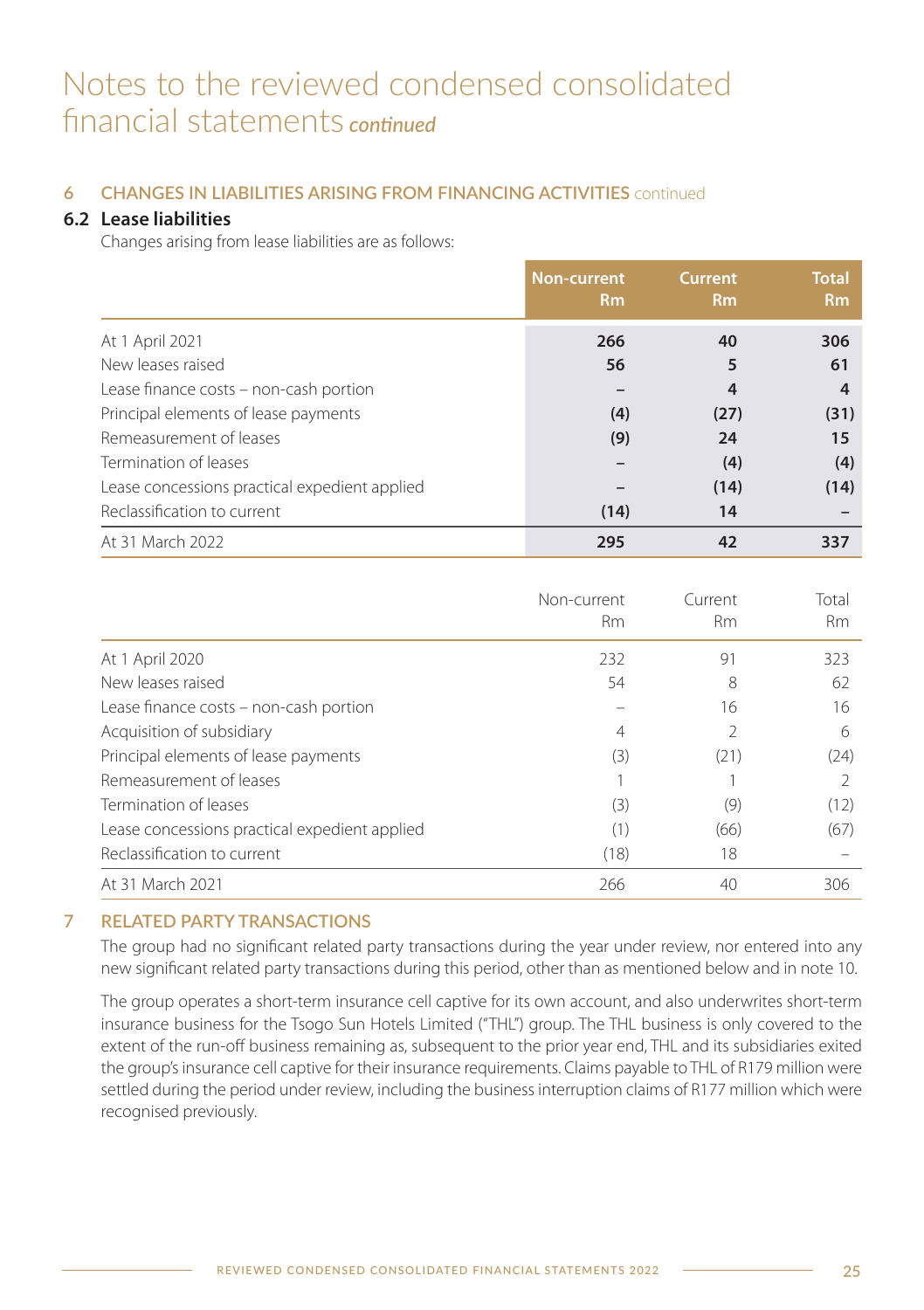# Notes to the reviewed condensed consolidated financial statements *continued*

## 6 CHANGES IN LIABILITIES ARISING FROM FINANCING ACTIVITIES continued

### 6.2 Lease liabilities

Changes arising from lease liabilities are as follows:

| | Non-current Rm | Current Rm | Total Rm |
|---|---|---|---|
| At 1 April 2021 | **266** | **40** | **306** |
| New leases raised | **56** | **5** | **61** |
| Lease finance costs – non-cash portion | **–** | **4** | **4** |
| Principal elements of lease payments | **(4)** | **(27)** | **(31)** |
| Remeasurement of leases | **(9)** | **24** | **15** |
| Termination of leases | **–** | **(4)** | **(4)** |
| Lease concessions practical expedient applied | **–** | **(14)** | **(14)** |
| Reclassification to current | **(14)** | **14** | **–** |
| At 31 March 2022 | **295** | **42** | **337** |

| | Non-current Rm | Current Rm | Total Rm |
|---|---|---|---|
| At 1 April 2020 | 232 | 91 | 323 |
| New leases raised | 54 | 8 | 62 |
| Lease finance costs – non-cash portion | – | 16 | 16 |
| Acquisition of subsidiary | 4 | 2 | 6 |
| Principal elements of lease payments | (3) | (21) | (24) |
| Remeasurement of leases | 1 | 1 | 2 |
| Termination of leases | (3) | (9) | (12) |
| Lease concessions practical expedient applied | (1) | (66) | (67) |
| Reclassification to current | (18) | 18 | – |
| At 31 March 2021 | 266 | 40 | 306 |

## 7 RELATED PARTY TRANSACTIONS

The group had no significant related party transactions during the year under review, nor entered into any new significant related party transactions during this period, other than as mentioned below and in note 10.

The group operates a short-term insurance cell captive for its own account, and also underwrites short-term insurance business for the Tsogo Sun Hotels Limited ("THL") group. The THL business is only covered to the extent of the run-off business remaining as, subsequent to the prior year end, THL and its subsidiaries exited the group's insurance cell captive for their insurance requirements. Claims payable to THL of R179 million were settled during the period under review, including the business interruption claims of R177 million which were recognised previously.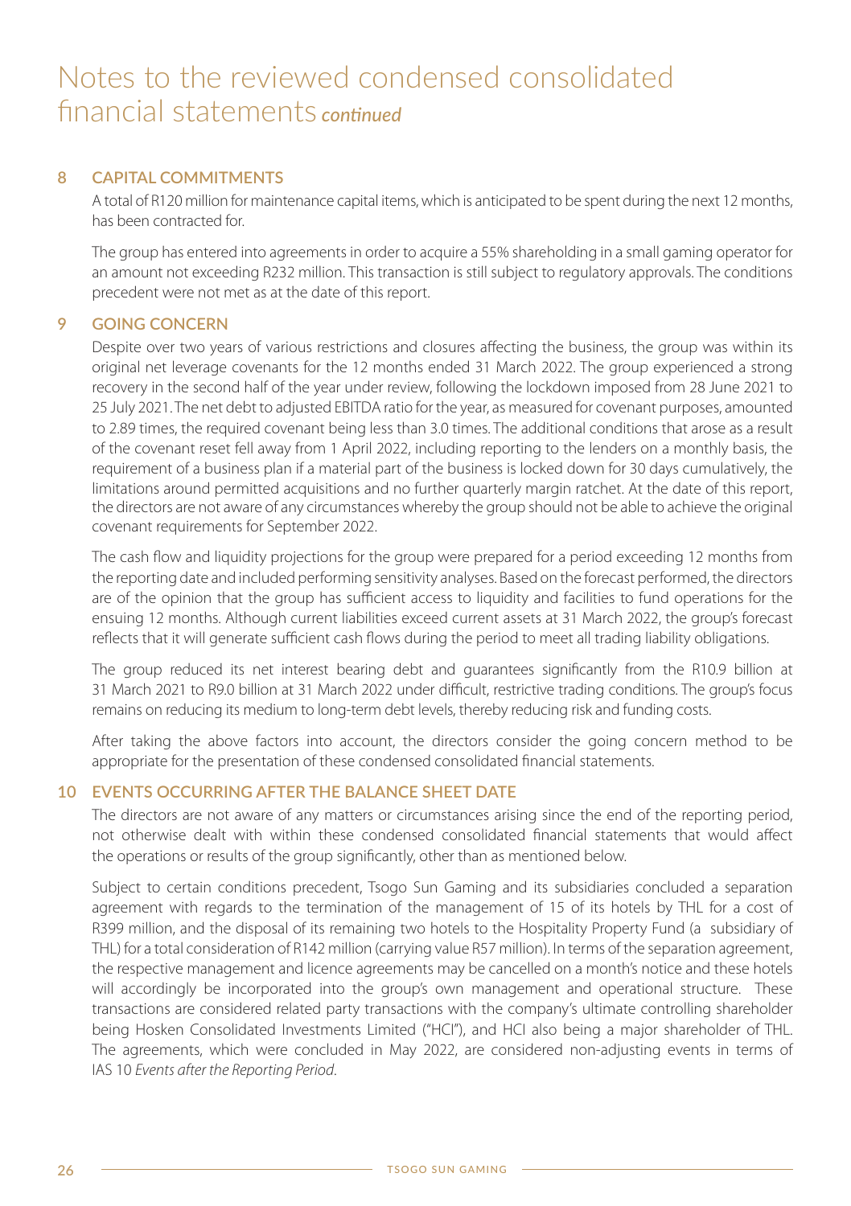# Notes to the reviewed condensed consolidated financial statements *continued*

## 8 CAPITAL COMMITMENTS

A total of R120 million for maintenance capital items, which is anticipated to be spent during the next 12 months, has been contracted for.

The group has entered into agreements in order to acquire a 55% shareholding in a small gaming operator for an amount not exceeding R232 million. This transaction is still subject to regulatory approvals. The conditions precedent were not met as at the date of this report.

## 9 GOING CONCERN

Despite over two years of various restrictions and closures affecting the business, the group was within its original net leverage covenants for the 12 months ended 31 March 2022. The group experienced a strong recovery in the second half of the year under review, following the lockdown imposed from 28 June 2021 to 25 July 2021. The net debt to adjusted EBITDA ratio for the year, as measured for covenant purposes, amounted to 2.89 times, the required covenant being less than 3.0 times. The additional conditions that arose as a result of the covenant reset fell away from 1 April 2022, including reporting to the lenders on a monthly basis, the requirement of a business plan if a material part of the business is locked down for 30 days cumulatively, the limitations around permitted acquisitions and no further quarterly margin ratchet. At the date of this report, the directors are not aware of any circumstances whereby the group should not be able to achieve the original covenant requirements for September 2022.

The cash flow and liquidity projections for the group were prepared for a period exceeding 12 months from the reporting date and included performing sensitivity analyses. Based on the forecast performed, the directors are of the opinion that the group has sufficient access to liquidity and facilities to fund operations for the ensuing 12 months. Although current liabilities exceed current assets at 31 March 2022, the group's forecast reflects that it will generate sufficient cash flows during the period to meet all trading liability obligations.

The group reduced its net interest bearing debt and guarantees significantly from the R10.9 billion at 31 March 2021 to R9.0 billion at 31 March 2022 under difficult, restrictive trading conditions. The group's focus remains on reducing its medium to long-term debt levels, thereby reducing risk and funding costs.

After taking the above factors into account, the directors consider the going concern method to be appropriate for the presentation of these condensed consolidated financial statements.

## 10 EVENTS OCCURRING AFTER THE BALANCE SHEET DATE

The directors are not aware of any matters or circumstances arising since the end of the reporting period, not otherwise dealt with within these condensed consolidated financial statements that would affect the operations or results of the group significantly, other than as mentioned below.

Subject to certain conditions precedent, Tsogo Sun Gaming and its subsidiaries concluded a separation agreement with regards to the termination of the management of 15 of its hotels by THL for a cost of R399 million, and the disposal of its remaining two hotels to the Hospitality Property Fund (a subsidiary of THL) for a total consideration of R142 million (carrying value R57 million). In terms of the separation agreement, the respective management and licence agreements may be cancelled on a month's notice and these hotels will accordingly be incorporated into the group's own management and operational structure. These transactions are considered related party transactions with the company's ultimate controlling shareholder being Hosken Consolidated Investments Limited ("HCI"), and HCI also being a major shareholder of THL. The agreements, which were concluded in May 2022, are considered non-adjusting events in terms of IAS 10 *Events after the Reporting Period*.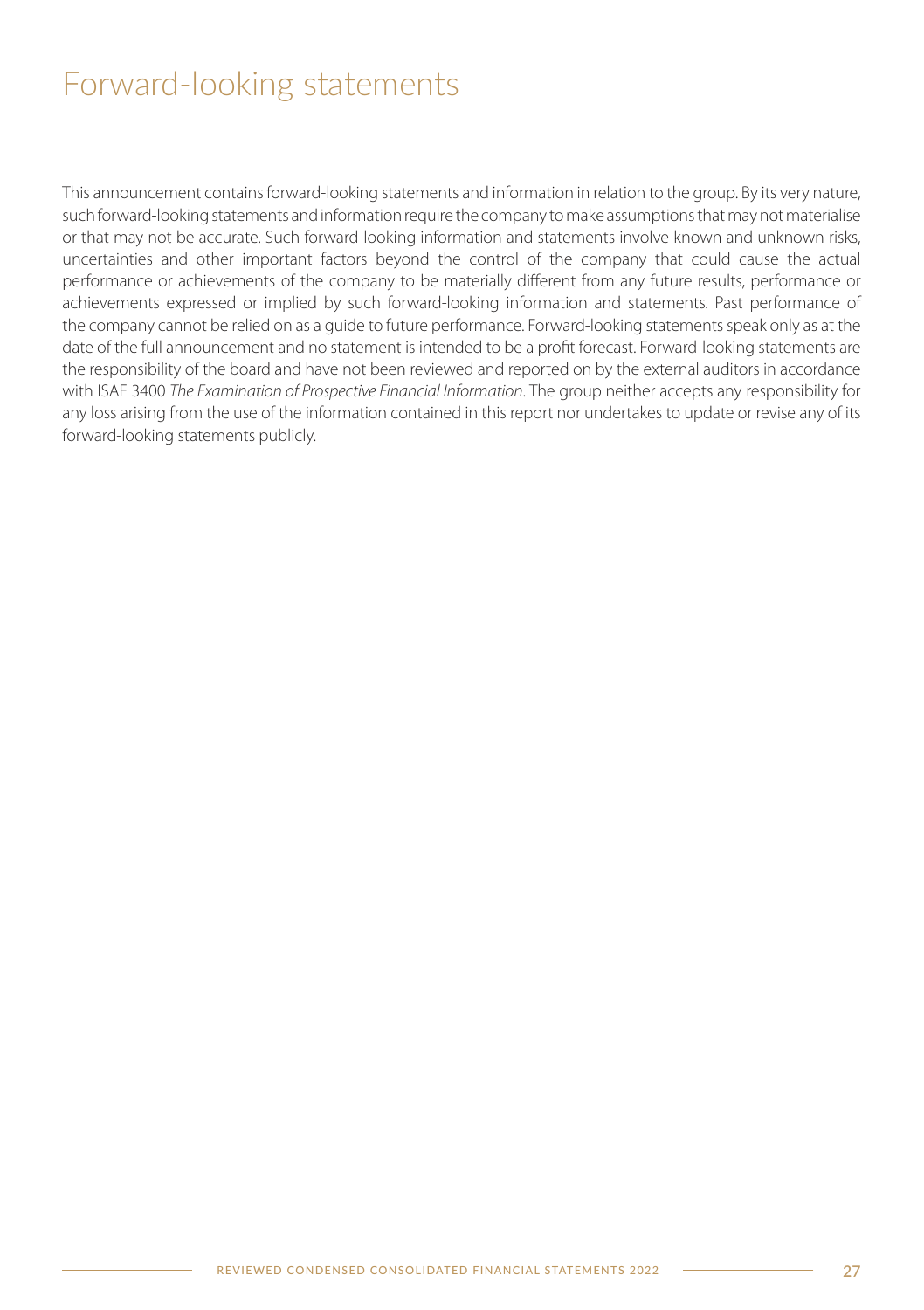# Forward-looking statements

This announcement contains forward-looking statements and information in relation to the group. By its very nature, such forward-looking statements and information require the company to make assumptions that may not materialise or that may not be accurate. Such forward-looking information and statements involve known and unknown risks, uncertainties and other important factors beyond the control of the company that could cause the actual performance or achievements of the company to be materially different from any future results, performance or achievements expressed or implied by such forward-looking information and statements. Past performance of the company cannot be relied on as a guide to future performance. Forward-looking statements speak only as at the date of the full announcement and no statement is intended to be a profit forecast. Forward-looking statements are the responsibility of the board and have not been reviewed and reported on by the external auditors in accordance with ISAE 3400 *The Examination of Prospective Financial Information*. The group neither accepts any responsibility for any loss arising from the use of the information contained in this report nor undertakes to update or revise any of its forward-looking statements publicly.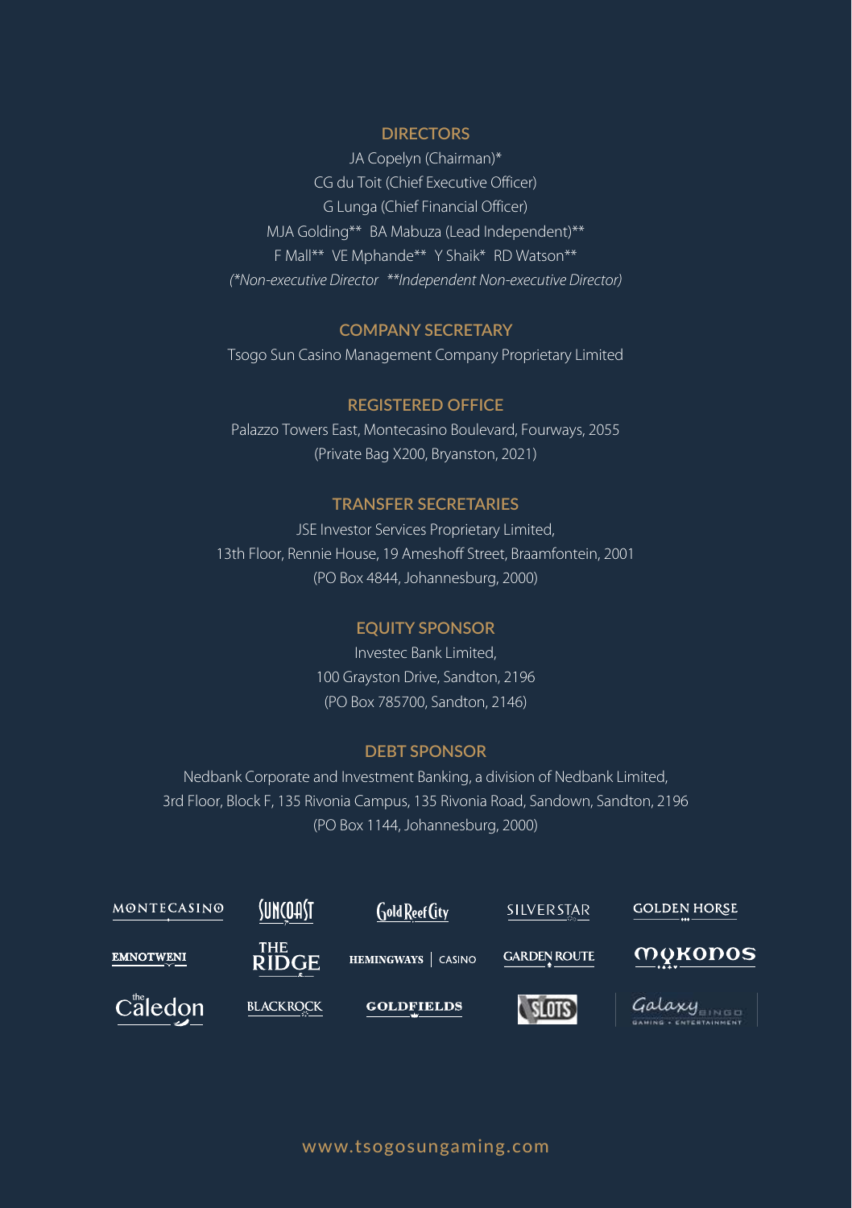## DIRECTORS

JA Copelyn (Chairman)*
CG du Toit (Chief Executive Officer)
G Lunga (Chief Financial Officer)
MJA Golding** BA Mabuza (Lead Independent)**
F Mall** VE Mphande** Y Shaik* RD Watson**
*(*Non-executive Director **Independent Non-executive Director)*

## COMPANY SECRETARY

Tsogo Sun Casino Management Company Proprietary Limited

## REGISTERED OFFICE

Palazzo Towers East, Montecasino Boulevard, Fourways, 2055
(Private Bag X200, Bryanston, 2021)

## TRANSFER SECRETARIES

JSE Investor Services Proprietary Limited,
13th Floor, Rennie House, 19 Ameshoff Street, Braamfontein, 2001
(PO Box 4844, Johannesburg, 2000)

## EQUITY SPONSOR

Investec Bank Limited,
100 Grayston Drive, Sandton, 2196
(PO Box 785700, Sandton, 2146)

## DEBT SPONSOR

Nedbank Corporate and Investment Banking, a division of Nedbank Limited,
3rd Floor, Block F, 135 Rivonia Campus, 135 Rivonia Road, Sandown, Sandton, 2196
(PO Box 1144, Johannesburg, 2000)

MONTECASINO SUNCOAST Gold Reef City SILVERSTAR GOLDEN HORSE
EMNOTWENI THE RIDGE HEMINGWAYS | CASINO GARDEN ROUTE MYKONOS
the Caledon BLACKROCK GOLDFIELDS SLOTS Galaxy BINGO GAMING • ENTERTAINMENT

www.tsogosungaming.com